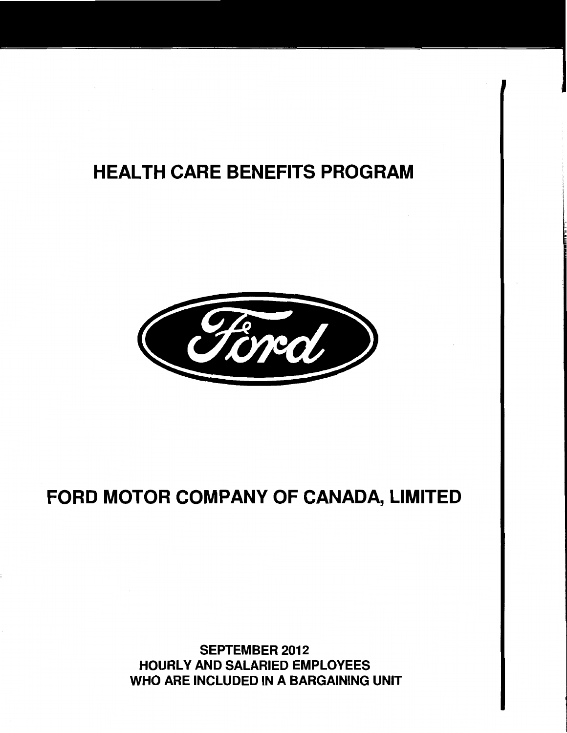# HEALTH CARE BENEFITS PROGRAM

# FORD MOTOR COMPANY OF CANADA, LIMITED

**SEPTEMBER 2012**
**HOURLY AND SALARIED EMPLOYEES**
**WHO ARE INCLUDED IN A BARGAINING UNIT**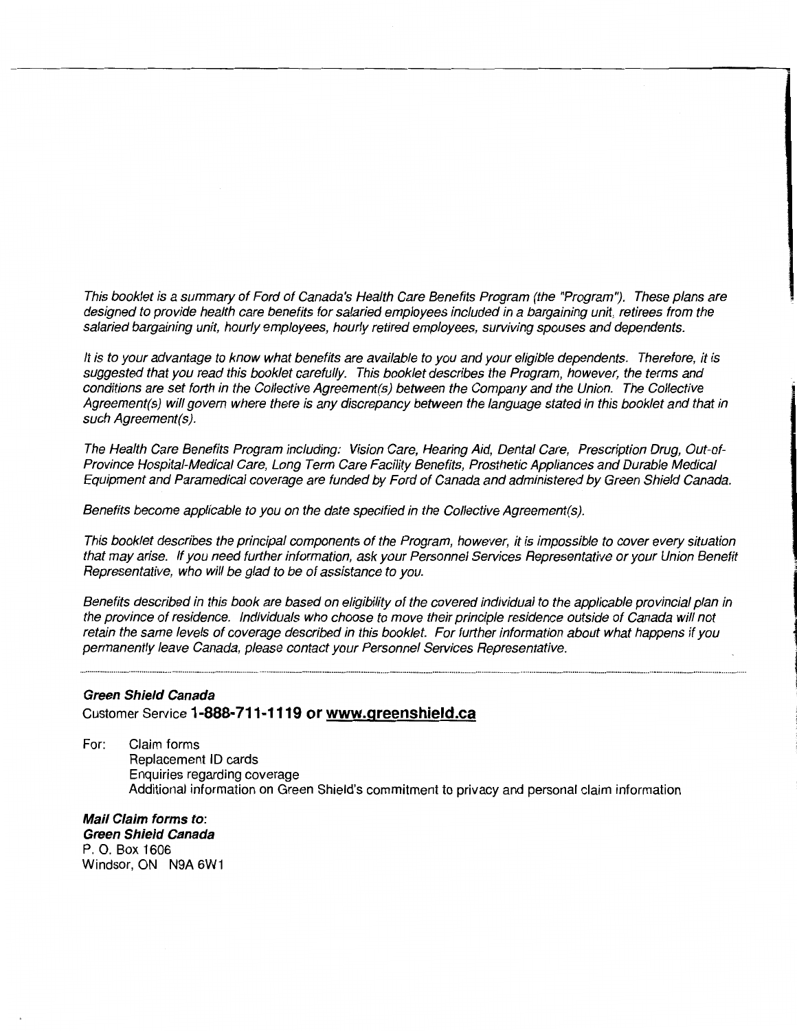*This booklet is a summary of Ford of Canada's Health Care Benefits Program (the "Program"). These plans are designed to provide health care benefits for salaried employees included in a bargaining unit, retirees from the salaried bargaining unit, hourly employees, hourly retired employees, surviving spouses and dependents.*

*It is to your advantage to know what benefits are available to you and your eligible dependents. Therefore, it is suggested that you read this booklet carefully. This booklet describes the Program, however, the terms and conditions are set forth in the Collective Agreement(s) between the Company and the Union. The Collective Agreement(s) will govern where there is any discrepancy between the language stated in this booklet and that in such Agreement(s).*

*The Health Care Benefits Program including: Vision Care, Hearing Aid, Dental Care, Prescription Drug, Out-of-Province Hospital-Medical Care, Long Term Care Facility Benefits, Prosthetic Appliances and Durable Medical Equipment and Paramedical coverage are funded by Ford of Canada and administered by Green Shield Canada.*

*Benefits become applicable to you on the date specified in the Collective Agreement(s).*

*This booklet describes the principal components of the Program, however, it is impossible to cover every situation that may arise. If you need further information, ask your Personnel Services Representative or your Union Benefit Representative, who will be glad to be of assistance to you.*

*Benefits described in this book are based on eligibility of the covered individual to the applicable provincial plan in the province of residence. Individuals who choose to move their principle residence outside of Canada will not retain the same levels of coverage described in this booklet. For further information about what happens if you permanently leave Canada, please contact your Personnel Services Representative.*

---

***Green Shield Canada***

Customer Service **1-888-711-1119 or www.greenshield.ca**

For: Claim forms
Replacement ID cards
Enquiries regarding coverage
Additional information on Green Shield's commitment to privacy and personal claim information

***Mail Claim forms to:***
***Green Shield Canada***
P. O. Box 1606
Windsor, ON N9A 6W1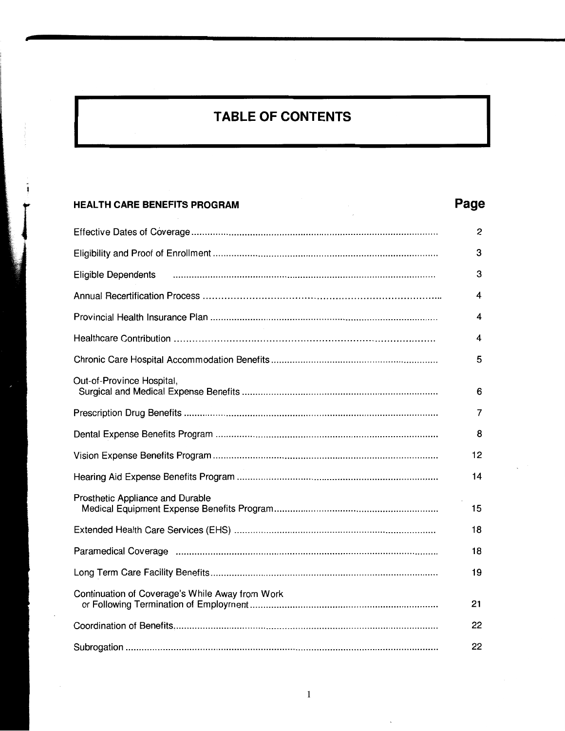# TABLE OF CONTENTS

| HEALTH CARE BENEFITS PROGRAM | Page |
| --- | --- |
| Effective Dates of Coverage | 2 |
| Eligibility and Proof of Enrollment | 3 |
| Eligible Dependents | 3 |
| Annual Recertification Process | 4 |
| Provincial Health Insurance Plan | 4 |
| Healthcare Contribution | 4 |
| Chronic Care Hospital Accommodation Benefits | 5 |
| Out-of-Province Hospital, Surgical and Medical Expense Benefits | 6 |
| Prescription Drug Benefits | 7 |
| Dental Expense Benefits Program | 8 |
| Vision Expense Benefits Program | 12 |
| Hearing Aid Expense Benefits Program | 14 |
| Prosthetic Appliance and Durable Medical Equipment Expense Benefits Program | 15 |
| Extended Health Care Services (EHS) | 18 |
| Paramedical Coverage | 18 |
| Long Term Care Facility Benefits | 19 |
| Continuation of Coverage's While Away from Work or Following Termination of Employment | 21 |
| Coordination of Benefits | 22 |
| Subrogation | 22 |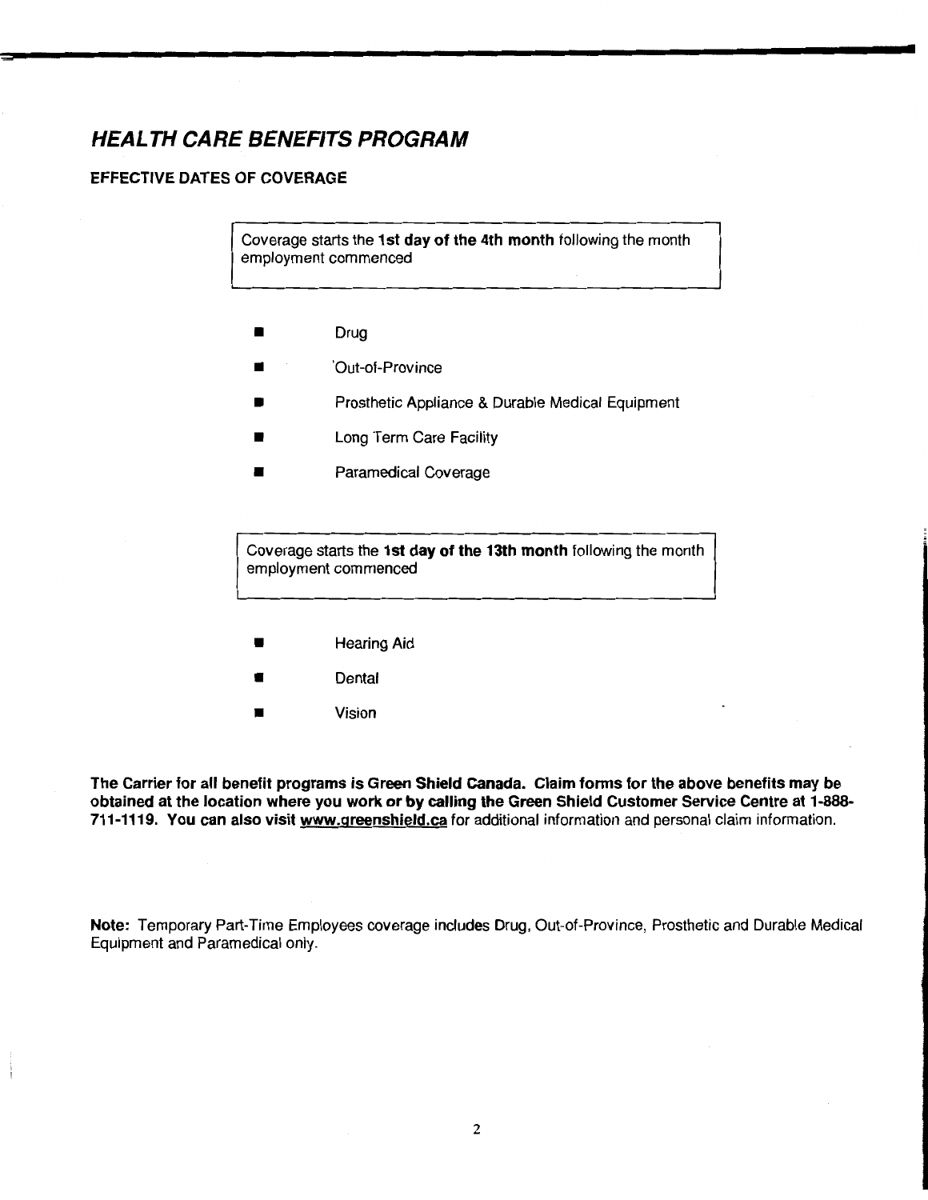## *HEALTH CARE BENEFITS PROGRAM*

### EFFECTIVE DATES OF COVERAGE

Coverage starts the **1st day of the 4th month** following the month employment commenced

- Drug
- Out-of-Province
- Prosthetic Appliance & Durable Medical Equipment
- Long Term Care Facility
- Paramedical Coverage

Coverage starts the **1st day of the 13th month** following the month employment commenced

- Hearing Aid
- Dental
- Vision

**The Carrier for all benefit programs is Green Shield Canada. Claim forms for the above benefits may be obtained at the location where you work or by calling the Green Shield Customer Service Centre at 1-888-711-1119. You can also visit www.greenshield.ca** for additional information and personal claim information.

**Note:** Temporary Part-Time Employees coverage includes Drug, Out-of-Province, Prosthetic and Durable Medical Equipment and Paramedical only.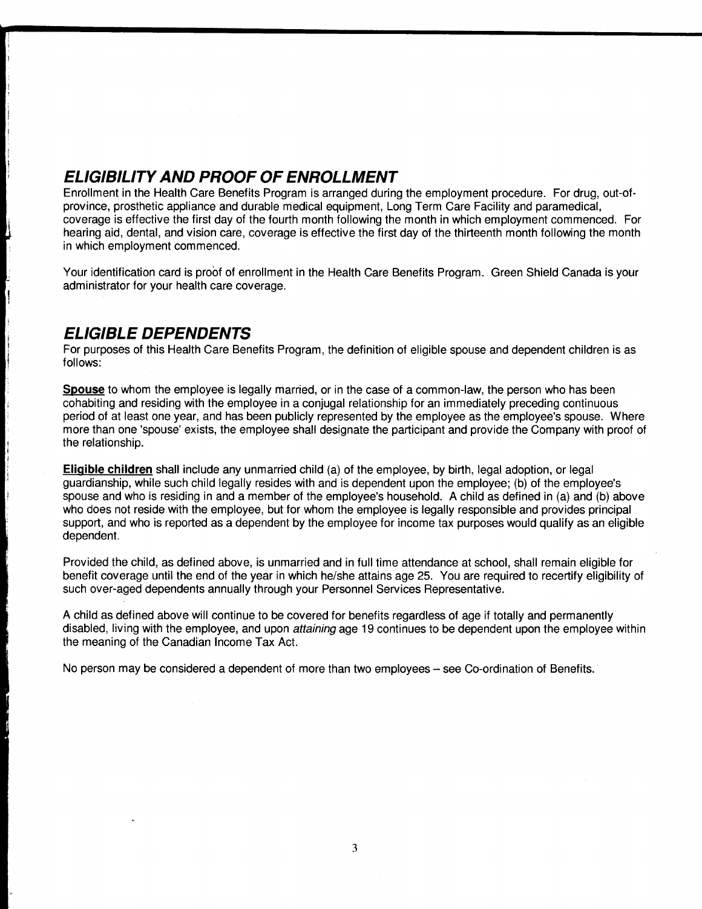## *ELIGIBILITY AND PROOF OF ENROLLMENT*

Enrollment in the Health Care Benefits Program is arranged during the employment procedure. For drug, out-of-province, prosthetic appliance and durable medical equipment, Long Term Care Facility and paramedical, coverage is effective the first day of the fourth month following the month in which employment commenced. For hearing aid, dental, and vision care, coverage is effective the first day of the thirteenth month following the month in which employment commenced.

Your identification card is proof of enrollment in the Health Care Benefits Program. Green Shield Canada is your administrator for your health care coverage.

## *ELIGIBLE DEPENDENTS*

For purposes of this Health Care Benefits Program, the definition of eligible spouse and dependent children is as follows:

**Spouse** to whom the employee is legally married, or in the case of a common-law, the person who has been cohabiting and residing with the employee in a conjugal relationship for an immediately preceding continuous period of at least one year, and has been publicly represented by the employee as the employee's spouse. Where more than one 'spouse' exists, the employee shall designate the participant and provide the Company with proof of the relationship.

**Eligible children** shall include any unmarried child (a) of the employee, by birth, legal adoption, or legal guardianship, while such child legally resides with and is dependent upon the employee; (b) of the employee's spouse and who is residing in and a member of the employee's household. A child as defined in (a) and (b) above who does not reside with the employee, but for whom the employee is legally responsible and provides principal support, and who is reported as a dependent by the employee for income tax purposes would qualify as an eligible dependent.

Provided the child, as defined above, is unmarried and in full time attendance at school, shall remain eligible for benefit coverage until the end of the year in which he/she attains age 25. You are required to recertify eligibility of such over-aged dependents annually through your Personnel Services Representative.

A child as defined above will continue to be covered for benefits regardless of age if totally and permanently disabled, living with the employee, and upon *attaining* age 19 continues to be dependent upon the employee within the meaning of the Canadian Income Tax Act.

No person may be considered a dependent of more than two employees – see Co-ordination of Benefits.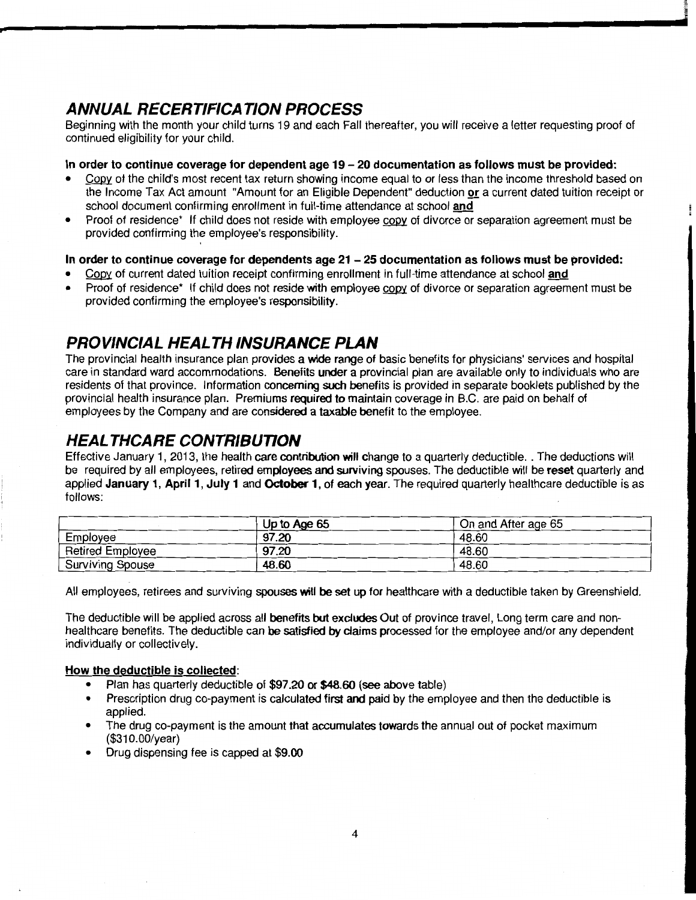## *ANNUAL RECERTIFICATION PROCESS*

Beginning with the month your child turns 19 and each Fall thereafter, you will receive a letter requesting proof of continued eligibility for your child.

**In order to continue coverage for dependent age 19 – 20 documentation as follows must be provided:**

- Copy of the child's most recent tax return showing income equal to or less than the income threshold based on the Income Tax Act amount "Amount for an Eligible Dependent" deduction **or** a current dated tuition receipt or school document confirming enrollment in full-time attendance at school **and**
- Proof of residence* If child does not reside with employee copy of divorce or separation agreement must be provided confirming the employee's responsibility.

**In order to continue coverage for dependents age 21 – 25 documentation as follows must be provided:**

- Copy of current dated tuition receipt confirming enrollment in full-time attendance at school **and**
- Proof of residence* If child does not reside with employee copy of divorce or separation agreement must be provided confirming the employee's responsibility.

## *PROVINCIAL HEALTH INSURANCE PLAN*

The provincial health insurance plan provides a wide range of basic benefits for physicians' services and hospital care in standard ward accommodations. Benefits under a provincial plan are available only to individuals who are residents of that province. Information concerning such benefits is provided in separate booklets published by the provincial health insurance plan. Premiums required to maintain coverage in B.C. are paid on behalf of employees by the Company and are considered a taxable benefit to the employee.

## *HEALTHCARE CONTRIBUTION*

Effective January 1, 2013, the health care contribution will change to a quarterly deductible. . The deductions will be required by all employees, retired employees and surviving spouses. The deductible will be reset quarterly and applied **January 1, April 1, July 1** and **October 1**, of each year. The required quarterly healthcare deductible is as follows:

| | Up to Age 65 | On and After age 65 |
|---|---|---|
| Employee | 97.20 | 48.60 |
| Retired Employee | 97.20 | 48.60 |
| Surviving Spouse | 48.60 | 48.60 |

All employees, retirees and surviving spouses will be set up for healthcare with a deductible taken by Greenshield.

The deductible will be applied across all benefits but excludes Out of province travel, Long term care and non-healthcare benefits. The deductible can be satisfied by claims processed for the employee and/or any dependent individually or collectively.

**How the deductible is collected**:

- Plan has quarterly deductible of $97.20 or $48.60 (see above table)
- Prescription drug co-payment is calculated first and paid by the employee and then the deductible is applied.
- The drug co-payment is the amount that accumulates towards the annual out of pocket maximum ($310.00/year)
- Drug dispensing fee is capped at $9.00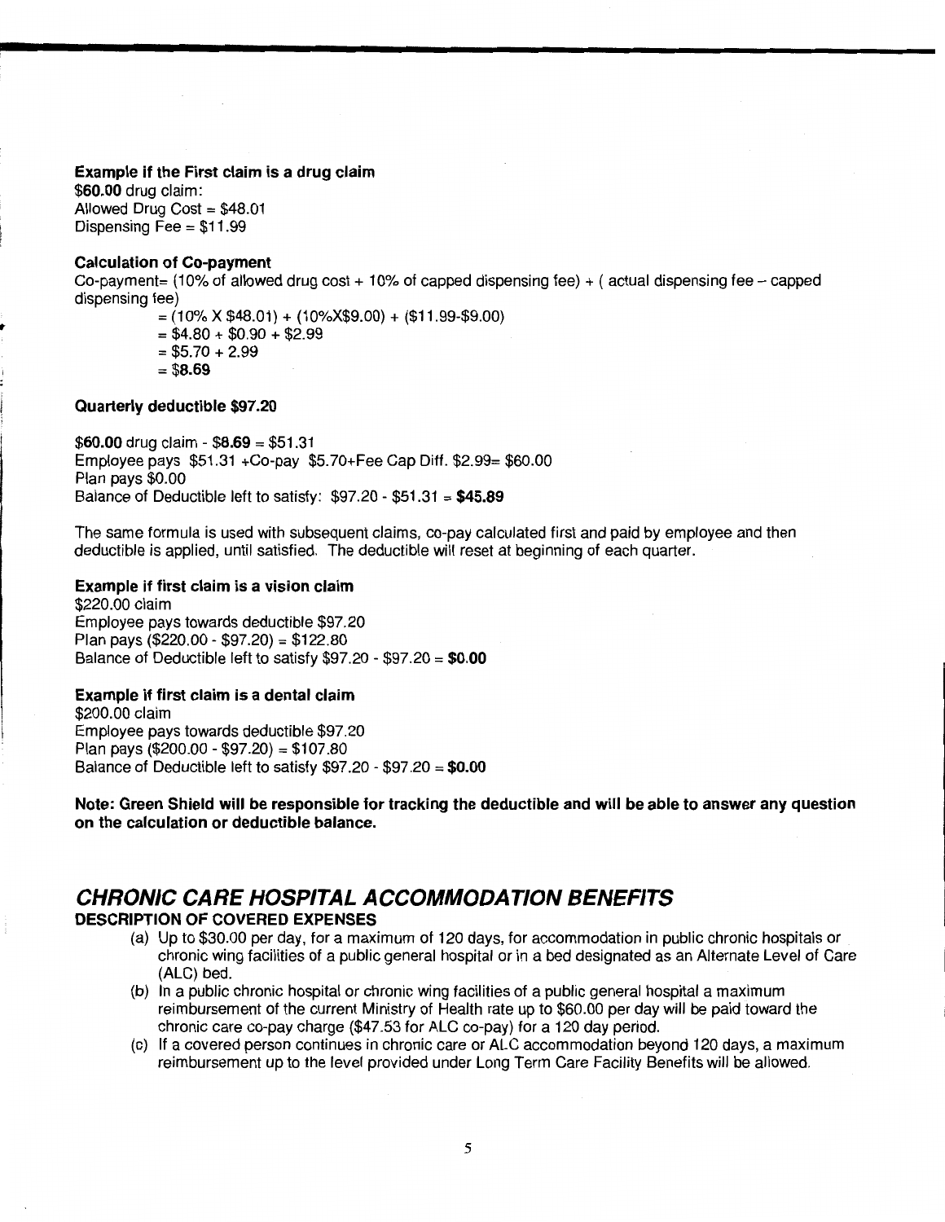**Example if the First claim is a drug claim**
**$60.00** drug claim:
Allowed Drug Cost = $48.01
Dispensing Fee = $11.99

**Calculation of Co-payment**
Co-payment= (10% of allowed drug cost + 10% of capped dispensing fee) + ( actual dispensing fee – capped dispensing fee)
= (10% X $48.01) + (10%X$9.00) + ($11.99-$9.00)
= $4.80 + $0.90 + $2.99
= $5.70 + 2.99
= $**8.69**

**Quarterly deductible $97.20**

**$60.00** drug claim - **$8.69** = $51.31
Employee pays $51.31 +Co-pay $5.70+Fee Cap Diff. $2.99= $60.00
Plan pays $0.00
Balance of Deductible left to satisfy: $97.20 - $51.31 = **$45.89**

The same formula is used with subsequent claims, co-pay calculated first and paid by employee and then deductible is applied, until satisfied. The deductible will reset at beginning of each quarter.

**Example if first claim is a vision claim**
$220.00 claim
Employee pays towards deductible $97.20
Plan pays ($220.00 - $97.20) = $122.80
Balance of Deductible left to satisfy $97.20 - $97.20 = **$0.00**

**Example if first claim is a dental claim**
$200.00 claim
Employee pays towards deductible $97.20
Plan pays ($200.00 - $97.20) = $107.80
Balance of Deductible left to satisfy $97.20 - $97.20 = **$0.00**

**Note: Green Shield will be responsible for tracking the deductible and will be able to answer any question on the calculation or deductible balance.**

## *CHRONIC CARE HOSPITAL ACCOMMODATION BENEFITS*

**DESCRIPTION OF COVERED EXPENSES**

(a) Up to $30.00 per day, for a maximum of 120 days, for accommodation in public chronic hospitals or chronic wing facilities of a public general hospital or in a bed designated as an Alternate Level of Care (ALC) bed.

(b) In a public chronic hospital or chronic wing facilities of a public general hospital a maximum reimbursement of the current Ministry of Health rate up to $60.00 per day will be paid toward the chronic care co-pay charge ($47.53 for ALC co-pay) for a 120 day period.

(c) If a covered person continues in chronic care or ALC accommodation beyond 120 days, a maximum reimbursement up to the level provided under Long Term Care Facility Benefits will be allowed.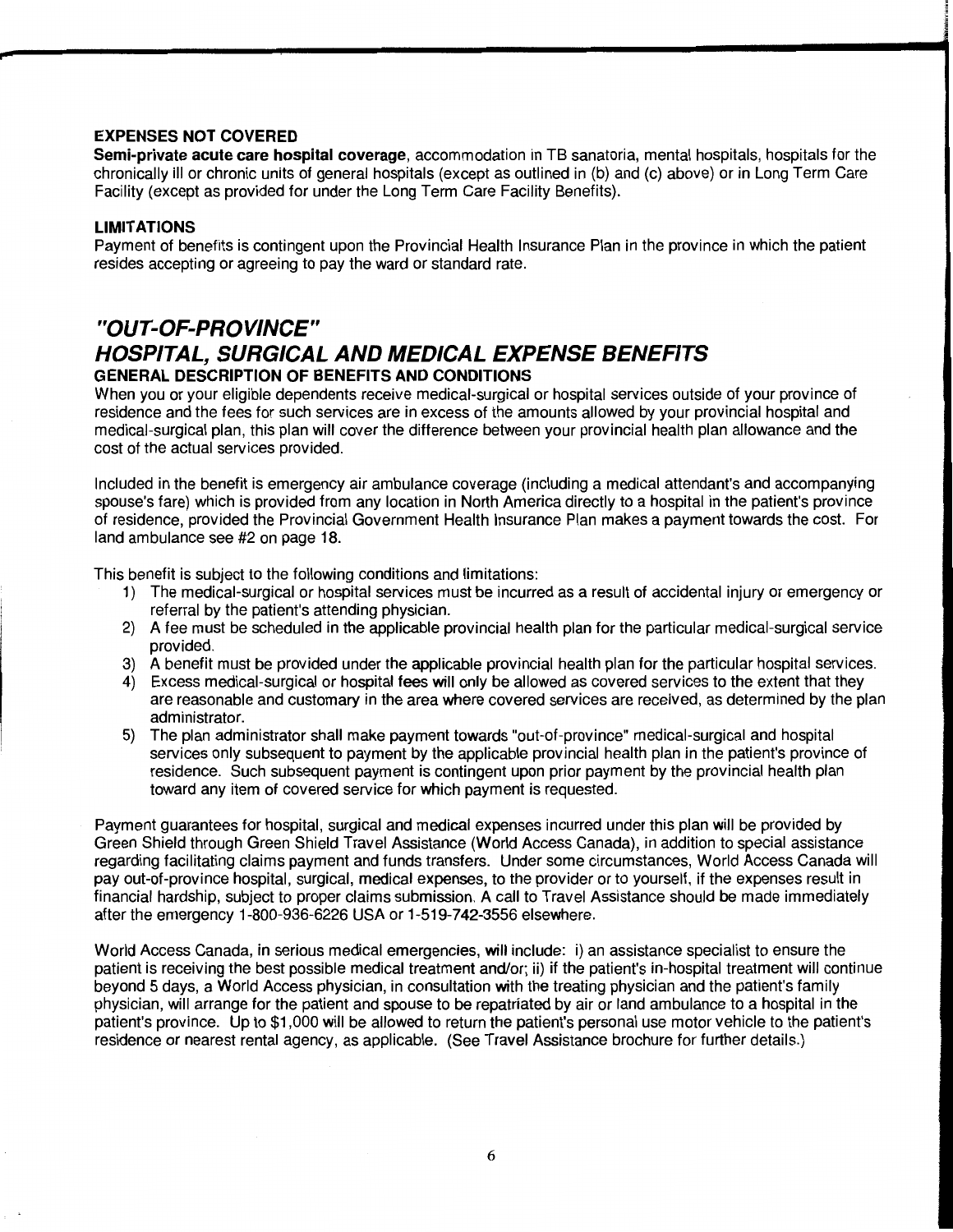### EXPENSES NOT COVERED

**Semi-private acute care hospital coverage**, accommodation in TB sanatoria, mental hospitals, hospitals for the chronically ill or chronic units of general hospitals (except as outlined in (b) and (c) above) or in Long Term Care Facility (except as provided for under the Long Term Care Facility Benefits).

### LIMITATIONS

Payment of benefits is contingent upon the Provincial Health Insurance Plan in the province in which the patient resides accepting or agreeing to pay the ward or standard rate.

## *"OUT-OF-PROVINCE"*
## *HOSPITAL, SURGICAL AND MEDICAL EXPENSE BENEFITS*

### GENERAL DESCRIPTION OF BENEFITS AND CONDITIONS

When you or your eligible dependents receive medical-surgical or hospital services outside of your province of residence and the fees for such services are in excess of the amounts allowed by your provincial hospital and medical-surgical plan, this plan will cover the difference between your provincial health plan allowance and the cost of the actual services provided.

Included in the benefit is emergency air ambulance coverage (including a medical attendant's and accompanying spouse's fare) which is provided from any location in North America directly to a hospital in the patient's province of residence, provided the Provincial Government Health Insurance Plan makes a payment towards the cost. For land ambulance see #2 on page **18**.

This benefit is subject to the following conditions and limitations:

1) The medical-surgical or hospital services must be incurred as a result of accidental injury or emergency or referral by the patient's attending physician.
2) A fee must be scheduled in the applicable provincial health plan for the particular medical-surgical service provided.
3) A benefit must be provided under the applicable provincial health plan for the particular hospital services.
4) Excess medical-surgical or hospital fees will only be allowed as covered services to the extent that they are reasonable and customary in the area where covered services are received, as determined by the plan administrator.
5) The plan administrator shall make payment towards "out-of-province" medical-surgical and hospital services only subsequent to payment by the applicable provincial health plan in the patient's province of residence. Such subsequent payment is contingent upon prior payment by the provincial health plan toward any item of covered service for which payment is requested.

Payment guarantees for hospital, surgical and medical expenses incurred under this plan will be provided by Green Shield through Green Shield Travel Assistance (World Access Canada), in addition to special assistance regarding facilitating claims payment and funds transfers. Under some circumstances, World Access Canada will pay out-of-province hospital, surgical, medical expenses, to the provider or to yourself, if the expenses result in financial hardship, subject to proper claims submission. A call to Travel Assistance should be made immediately after the emergency 1-800-936-6226 USA or 1-519-742-3556 elsewhere.

World Access Canada, in serious medical emergencies, will include: i) an assistance specialist to ensure the patient is receiving the best possible medical treatment and/or; ii) if the patient's in-hospital treatment will continue beyond 5 days, a World Access physician, in consultation with the treating physician and the patient's family physician, will arrange for the patient and spouse to be repatriated by air or land ambulance to a hospital in the patient's province. Up to $1,000 will be allowed to return the patient's personal use motor vehicle to the patient's residence or nearest rental agency, as applicable. (See Travel Assistance brochure for further details.)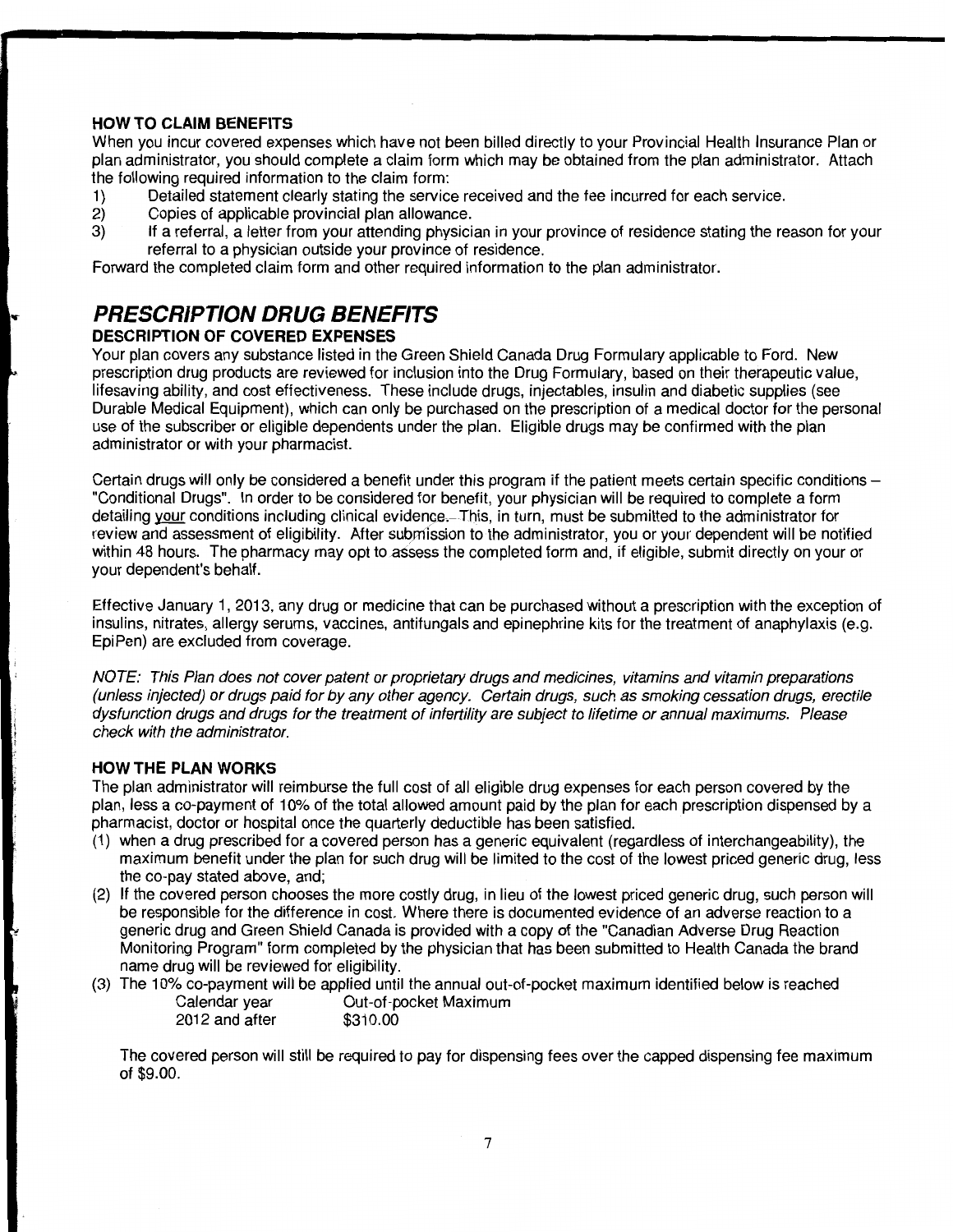### HOW TO CLAIM BENEFITS

When you incur covered expenses which have not been billed directly to your Provincial Health Insurance Plan or plan administrator, you should complete a claim form which may be obtained from the plan administrator. Attach the following required information to the claim form:

1) Detailed statement clearly stating the service received and the fee incurred for each service.
2) Copies of applicable provincial plan allowance.
3) If a referral, a letter from your attending physician in your province of residence stating the reason for your referral to a physician outside your province of residence.

Forward the completed claim form and other required information to the plan administrator.

## *PRESCRIPTION DRUG BENEFITS*

### DESCRIPTION OF COVERED EXPENSES

Your plan covers any substance listed in the Green Shield Canada Drug Formulary applicable to Ford. New prescription drug products are reviewed for inclusion into the Drug Formulary, based on their therapeutic value, lifesaving ability, and cost effectiveness. These include drugs, injectables, insulin and diabetic supplies (see Durable Medical Equipment), which can only be purchased on the prescription of a medical doctor for the personal use of the subscriber or eligible dependents under the plan. Eligible drugs may be confirmed with the plan administrator or with your pharmacist.

Certain drugs will only be considered a benefit under this program if the patient meets certain specific conditions – "Conditional Drugs". In order to be considered for benefit, your physician will be required to complete a form detailing <u>your</u> conditions including clinical evidence. This, in turn, must be submitted to the administrator for review and assessment of eligibility. After submission to the administrator, you or your dependent will be notified within 48 hours. The pharmacy may opt to assess the completed form and, if eligible, submit directly on your or your dependent's behalf.

Effective January 1, 2013, any drug or medicine that can be purchased without a prescription with the exception of insulins, nitrates, allergy serums, vaccines, antifungals and epinephrine kits for the treatment of anaphylaxis (e.g. EpiPen) are excluded from coverage.

*NOTE: This Plan does not cover patent or proprietary drugs and medicines, vitamins and vitamin preparations (unless injected) or drugs paid for by any other agency. Certain drugs, such as smoking cessation drugs, erectile dysfunction drugs and drugs for the treatment of infertility are subject to lifetime or annual maximums. Please check with the administrator.*

### HOW THE PLAN WORKS

The plan administrator will reimburse the full cost of all eligible drug expenses for each person covered by the plan, less a co-payment of 10% of the total allowed amount paid by the plan for each prescription dispensed by a pharmacist, doctor or hospital once the quarterly deductible has been satisfied.

(1) when a drug prescribed for a covered person has a generic equivalent (regardless of interchangeability), the maximum benefit under the plan for such drug will be limited to the cost of the lowest priced generic drug, less the co-pay stated above, and;
(2) If the covered person chooses the more costly drug, in lieu of the lowest priced generic drug, such person will be responsible for the difference in cost. Where there is documented evidence of an adverse reaction to a generic drug and Green Shield Canada is provided with a copy of the "Canadian Adverse Drug Reaction Monitoring Program" form completed by the physician that has been submitted to Health Canada the brand name drug will be reviewed for eligibility.
(3) The 10% co-payment will be applied until the annual out-of-pocket maximum identified below is reached

| Calendar year | Out-of-pocket Maximum |
|---|---|
| 2012 and after | $310.00 |

The covered person will still be required to pay for dispensing fees over the capped dispensing fee maximum of $9.00.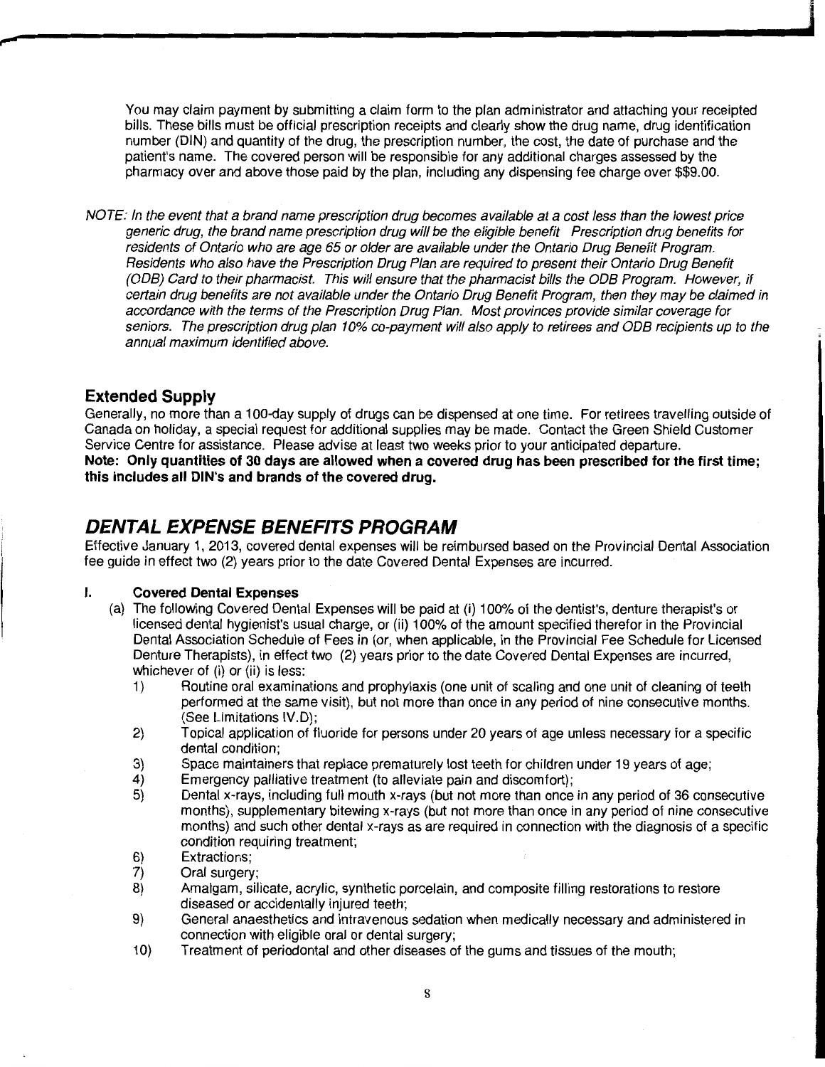You may claim payment by submitting a claim form to the plan administrator and attaching your receipted bills. These bills must be official prescription receipts and clearly show the drug name, drug identification number (DIN) and quantity of the drug, the prescription number, the cost, the date of purchase and the patient's name. The covered person will be responsible for any additional charges assessed by the pharmacy over and above those paid by the plan, including any dispensing fee charge over $$9.00.

*NOTE: In the event that a brand name prescription drug becomes available at a cost less than the lowest price generic drug, the brand name prescription drug will be the eligible benefit Prescription drug benefits for residents of Ontario who are age 65 or older are available under the Ontario Drug Benefit Program. Residents who also have the Prescription Drug Plan are required to present their Ontario Drug Benefit (ODB) Card to their pharmacist. This will ensure that the pharmacist bills the ODB Program. However, if certain drug benefits are not available under the Ontario Drug Benefit Program, then they may be claimed in accordance with the terms of the Prescription Drug Plan. Most provinces provide similar coverage for seniors. The prescription drug plan 10% co-payment will also apply to retirees and ODB recipients up to the annual maximum identified above.*

### Extended Supply

Generally, no more than a 100-day supply of drugs can be dispensed at one time. For retirees travelling outside of Canada on holiday, a special request for additional supplies may be made. Contact the Green Shield Customer Service Centre for assistance. Please advise at least two weeks prior to your anticipated departure.

**Note: Only quantities of 30 days are allowed when a covered drug has been prescribed for the first time; this includes all DIN's and brands of the covered drug.**

## *DENTAL EXPENSE BENEFITS PROGRAM*

Effective January 1, 2013, covered dental expenses will be reimbursed based on the Provincial Dental Association fee guide in effect two (2) years prior to the date Covered Dental Expenses are incurred.

### I. Covered Dental Expenses

(a) The following Covered Dental Expenses will be paid at (i) 100% of the dentist's, denture therapist's or licensed dental hygienist's usual charge, or (ii) 100% of the amount specified therefor in the Provincial Dental Association Schedule of Fees in (or, when applicable, in the Provincial Fee Schedule for Licensed Denture Therapists), in effect two (2) years prior to the date Covered Dental Expenses are incurred, whichever of (i) or (ii) is less:

1) Routine oral examinations and prophylaxis (one unit of scaling and one unit of cleaning of teeth performed at the same visit), but not more than once in any period of nine consecutive months. (See Limitations IV.D);
2) Topical application of fluoride for persons under 20 years of age unless necessary for a specific dental condition;
3) Space maintainers that replace prematurely lost teeth for children under 19 years of age;
4) Emergency palliative treatment (to alleviate pain and discomfort);
5) Dental x-rays, including full mouth x-rays (but not more than once in any period of 36 consecutive months), supplementary bitewing x-rays (but not more than once in any period of nine consecutive months) and such other dental x-rays as are required in connection with the diagnosis of a specific condition requiring treatment;
6) Extractions;
7) Oral surgery;
8) Amalgam, silicate, acrylic, synthetic porcelain, and composite filling restorations to restore diseased or accidentally injured teeth;
9) General anaesthetics and intravenous sedation when medically necessary and administered in connection with eligible oral or dental surgery;
10) Treatment of periodontal and other diseases of the gums and tissues of the mouth;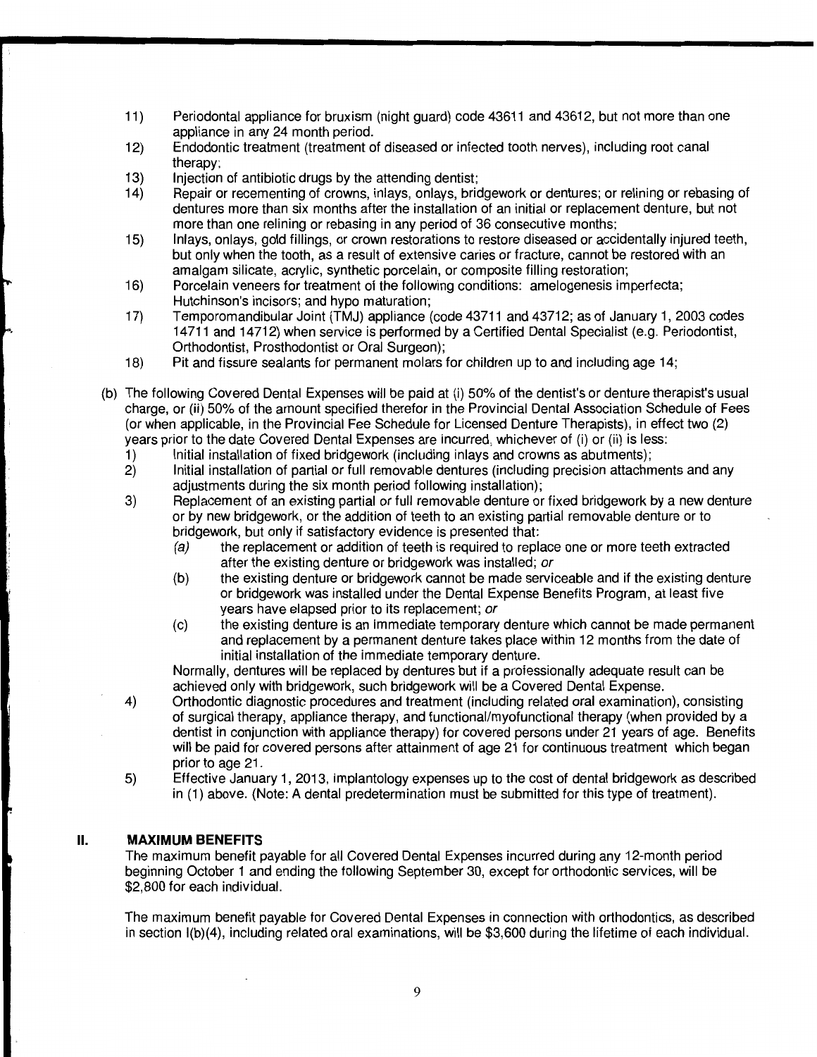11) Periodontal appliance for bruxism (night guard) code 43611 and 43612, but not more than one appliance in any 24 month period.
12) Endodontic treatment (treatment of diseased or infected tooth nerves), including root canal therapy;
13) Injection of antibiotic drugs by the attending dentist;
14) Repair or recementing of crowns, inlays, onlays, bridgework or dentures; or relining or rebasing of dentures more than six months after the installation of an initial or replacement denture, but not more than one relining or rebasing in any period of 36 consecutive months;
15) Inlays, onlays, gold fillings, or crown restorations to restore diseased or accidentally injured teeth, but only when the tooth, as a result of extensive caries or fracture, cannot be restored with an amalgam silicate, acrylic, synthetic porcelain, or composite filling restoration;
16) Porcelain veneers for treatment of the following conditions: amelogenesis imperfecta; Hutchinson's incisors; and hypo maturation;
17) Temporomandibular Joint (TMJ) appliance (code 43711 and 43712; as of January 1, 2003 codes 14711 and 14712) when service is performed by a Certified Dental Specialist (e.g. Periodontist, Orthodontist, Prosthodontist or Oral Surgeon);
18) Pit and fissure sealants for permanent molars for children up to and including age 14;

(b) The following Covered Dental Expenses will be paid at (i) 50% of the dentist's or denture therapist's usual charge, or (ii) 50% of the amount specified therefor in the Provincial Dental Association Schedule of Fees (or when applicable, in the Provincial Fee Schedule for Licensed Denture Therapists), in effect two (2) years prior to the date Covered Dental Expenses are incurred, whichever of (i) or (ii) is less:

1) Initial installation of fixed bridgework (including inlays and crowns as abutments);
2) Initial installation of partial or full removable dentures (including precision attachments and any adjustments during the six month period following installation);
3) Replacement of an existing partial or full removable denture or fixed bridgework by a new denture or by new bridgework, or the addition of teeth to an existing partial removable denture or to bridgework, but only if satisfactory evidence is presented that:
   *(a)* the replacement or addition of teeth is required to replace one or more teeth extracted after the existing denture or bridgework was installed; *or*
   (b) the existing denture or bridgework cannot be made serviceable and if the existing denture or bridgework was installed under the Dental Expense Benefits Program, at least five years have elapsed prior to its replacement; *or*
   (c) the existing denture is an immediate temporary denture which cannot be made permanent and replacement by a permanent denture takes place within 12 months from the date of initial installation of the immediate temporary denture.

   Normally, dentures will be replaced by dentures but if a professionally adequate result can be achieved only with bridgework, such bridgework will be a Covered Dental Expense.
4) Orthodontic diagnostic procedures and treatment (including related oral examination), consisting of surgical therapy, appliance therapy, and functional/myofunctional therapy (when provided by a dentist in conjunction with appliance therapy) for covered persons under 21 years of age. Benefits will be paid for covered persons after attainment of age 21 for continuous treatment which began prior to age 21.
5) Effective January 1, 2013, implantology expenses up to the cost of dental bridgework as described in (1) above. (Note: A dental predetermination must be submitted for this type of treatment).

## II. MAXIMUM BENEFITS

The maximum benefit payable for all Covered Dental Expenses incurred during any 12-month period beginning October 1 and ending the following September 30, except for orthodontic services, will be $2,800 for each individual.

The maximum benefit payable for Covered Dental Expenses in connection with orthodontics, as described in section I(b)(4), including related oral examinations, will be $3,600 during the lifetime of each individual.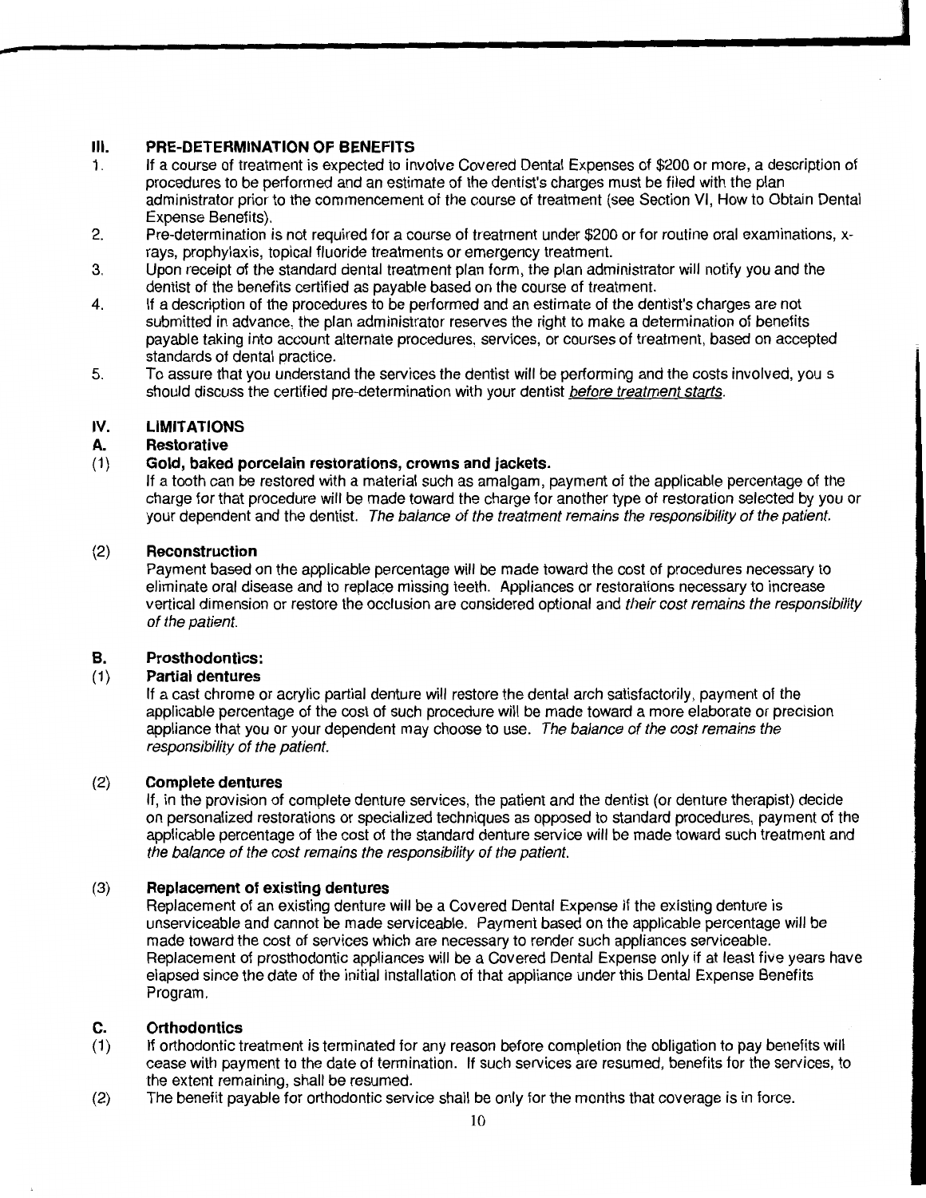## III. PRE-DETERMINATION OF BENEFITS

1. If a course of treatment is expected to involve Covered Dental Expenses of $200 or more, a description of procedures to be performed and an estimate of the dentist's charges must be filed with the plan administrator prior to the commencement of the course of treatment (see Section VI, How to Obtain Dental Expense Benefits).
2. Pre-determination is not required for a course of treatment under $200 or for routine oral examinations, x-rays, prophylaxis, topical fluoride treatments or emergency treatment.
3. Upon receipt of the standard dental treatment plan form, the plan administrator will notify you and the dentist of the benefits certified as payable based on the course of treatment.
4. If a description of the procedures to be performed and an estimate of the dentist's charges are not submitted in advance, the plan administrator reserves the right to make a determination of benefits payable taking into account alternate procedures, services, or courses of treatment, based on accepted standards of dental practice.
5. To assure that you understand the services the dentist will be performing and the costs involved, you s should discuss the certified pre-determination with your dentist <u>before treatment starts</u>.

## IV. LIMITATIONS

### A. Restorative

**(1) Gold, baked porcelain restorations, crowns and jackets.**

If a tooth can be restored with a material such as amalgam, payment of the applicable percentage of the charge for that procedure will be made toward the charge for another type of restoration selected by you or your dependent and the dentist. *The balance of the treatment remains the responsibility of the patient.*

**(2) Reconstruction**

Payment based on the applicable percentage will be made toward the cost of procedures necessary to eliminate oral disease and to replace missing teeth. Appliances or restorations necessary to increase vertical dimension or restore the occlusion are considered optional and *their cost remains the responsibility of the patient.*

### B. Prosthodontics:

**(1) Partial dentures**

If a cast chrome or acrylic partial denture will restore the dental arch satisfactorily, payment of the applicable percentage of the cost of such procedure will be made toward a more elaborate or precision appliance that you or your dependent may choose to use. *The balance of the cost remains the responsibility of the patient.*

**(2) Complete dentures**

If, in the provision of complete denture services, the patient and the dentist (or denture therapist) decide on personalized restorations or specialized techniques as opposed to standard procedures, payment of the applicable percentage of the cost of the standard denture service will be made toward such treatment and *the balance of the cost remains the responsibility of the patient.*

**(3) Replacement of existing dentures**

Replacement of an existing denture will be a Covered Dental Expense if the existing denture is unserviceable and cannot be made serviceable. Payment based on the applicable percentage will be made toward the cost of services which are necessary to render such appliances serviceable. Replacement of prosthodontic appliances will be a Covered Dental Expense only if at least five years have elapsed since the date of the initial installation of that appliance under this Dental Expense Benefits Program.

### C. Orthodontics

(1) If orthodontic treatment is terminated for any reason before completion the obligation to pay benefits will cease with payment to the date of termination. If such services are resumed, benefits for the services, to the extent remaining, shall be resumed.

(2) The benefit payable for orthodontic service shall be only for the months that coverage is in force.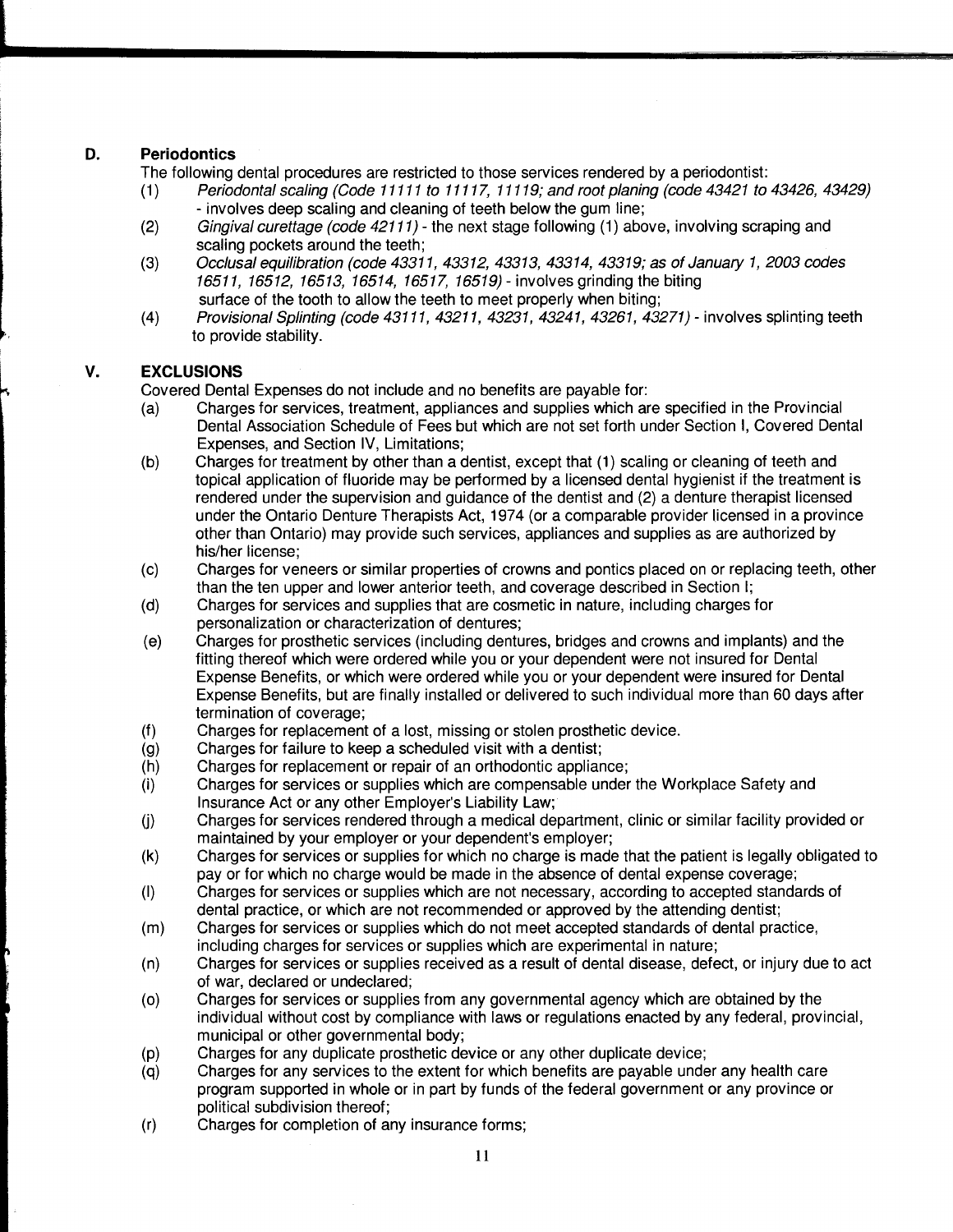### D. Periodontics

The following dental procedures are restricted to those services rendered by a periodontist:

(1) *Periodontal scaling (Code 11111 to 11117, 11119; and root planing (code 43421 to 43426, 43429)* - involves deep scaling and cleaning of teeth below the gum line;

(2) *Gingival curettage (code 42111)* - the next stage following (1) above, involving scraping and scaling pockets around the teeth;

(3) *Occlusal equilibration (code 43311, 43312, 43313, 43314, 43319; as of January 1, 2003 codes 16511, 16512, 16513, 16514, 16517, 16519)* - involves grinding the biting surface of the tooth to allow the teeth to meet properly when biting;

(4) *Provisional Splinting (code 43111, 43211, 43231, 43241, 43261, 43271)* - involves splinting teeth to provide stability.

## V. EXCLUSIONS

Covered Dental Expenses do not include and no benefits are payable for:

(a) Charges for services, treatment, appliances and supplies which are specified in the Provincial Dental Association Schedule of Fees but which are not set forth under Section I, Covered Dental Expenses, and Section IV, Limitations;

(b) Charges for treatment by other than a dentist, except that (1) scaling or cleaning of teeth and topical application of fluoride may be performed by a licensed dental hygienist if the treatment is rendered under the supervision and guidance of the dentist and (2) a denture therapist licensed under the Ontario Denture Therapists Act, 1974 (or a comparable provider licensed in a province other than Ontario) may provide such services, appliances and supplies as are authorized by his/her license;

(c) Charges for veneers or similar properties of crowns and pontics placed on or replacing teeth, other than the ten upper and lower anterior teeth, and coverage described in Section I;

(d) Charges for services and supplies that are cosmetic in nature, including charges for personalization or characterization of dentures;

(e) Charges for prosthetic services (including dentures, bridges and crowns and implants) and the fitting thereof which were ordered while you or your dependent were not insured for Dental Expense Benefits, or which were ordered while you or your dependent were insured for Dental Expense Benefits, but are finally installed or delivered to such individual more than 60 days after termination of coverage;

(f) Charges for replacement of a lost, missing or stolen prosthetic device.

(g) Charges for failure to keep a scheduled visit with a dentist;

(h) Charges for replacement or repair of an orthodontic appliance;

(i) Charges for services or supplies which are compensable under the Workplace Safety and Insurance Act or any other Employer's Liability Law;

(j) Charges for services rendered through a medical department, clinic or similar facility provided or maintained by your employer or your dependent's employer;

(k) Charges for services or supplies for which no charge is made that the patient is legally obligated to pay or for which no charge would be made in the absence of dental expense coverage;

(l) Charges for services or supplies which are not necessary, according to accepted standards of dental practice, or which are not recommended or approved by the attending dentist;

(m) Charges for services or supplies which do not meet accepted standards of dental practice, including charges for services or supplies which are experimental in nature;

(n) Charges for services or supplies received as a result of dental disease, defect, or injury due to act of war, declared or undeclared;

(o) Charges for services or supplies from any governmental agency which are obtained by the individual without cost by compliance with laws or regulations enacted by any federal, provincial, municipal or other governmental body;

(p) Charges for any duplicate prosthetic device or any other duplicate device;

(q) Charges for any services to the extent for which benefits are payable under any health care program supported in whole or in part by funds of the federal government or any province or political subdivision thereof;

(r) Charges for completion of any insurance forms;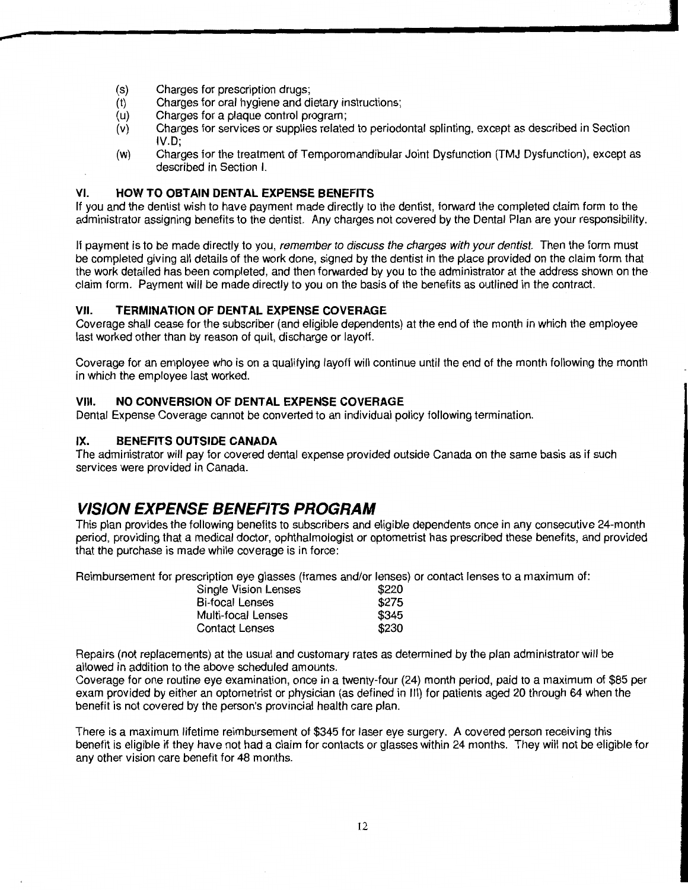(s) Charges for prescription drugs;

(t) Charges for oral hygiene and dietary instructions;

(u) Charges for a plaque control program;

(v) Charges for services or supplies related to periodontal splinting, except as described in Section IV.D;

(w) Charges for the treatment of Temporomandibular Joint Dysfunction (TMJ Dysfunction), except as described in Section I.

### VI. HOW TO OBTAIN DENTAL EXPENSE BENEFITS

If you and the dentist wish to have payment made directly to the dentist, forward the completed claim form to the administrator assigning benefits to the dentist. Any charges not covered by the Dental Plan are your responsibility.

If payment is to be made directly to you, *remember to discuss the charges with your dentist.* Then the form must be completed giving all details of the work done, signed by the dentist in the place provided on the claim form that the work detailed has been completed, and then forwarded by you to the administrator at the address shown on the claim form. Payment will be made directly to you on the basis of the benefits as outlined in the contract.

### VII. TERMINATION OF DENTAL EXPENSE COVERAGE

Coverage shall cease for the subscriber (and eligible dependents) at the end of the month in which the employee last worked other than by reason of quit, discharge or layoff.

Coverage for an employee who is on a qualifying layoff will continue until the end of the month following the month in which the employee last worked.

### VIII. NO CONVERSION OF DENTAL EXPENSE COVERAGE

Dental Expense Coverage cannot be converted to an individual policy following termination.

### IX. BENEFITS OUTSIDE CANADA

The administrator will pay for covered dental expense provided outside Canada on the same basis as if such services were provided in Canada.

## *VISION EXPENSE BENEFITS PROGRAM*

This plan provides the following benefits to subscribers and eligible dependents once in any consecutive 24-month period, providing that a medical doctor, ophthalmologist or optometrist has prescribed these benefits, and provided that the purchase is made while coverage is in force:

Reimbursement for prescription eye glasses (frames and/or lenses) or contact lenses to a maximum of:

| | |
|---|---|
| Single Vision Lenses | $220 |
| Bi-focal Lenses | $275 |
| Multi-focal Lenses | $345 |
| Contact Lenses | $230 |

Repairs (not replacements) at the usual and customary rates as determined by the plan administrator will be allowed in addition to the above scheduled amounts.

Coverage for one routine eye examination, once in a twenty-four (24) month period, paid to a maximum of $85 per exam provided by either an optometrist or physician (as defined in III) for patients aged 20 through 64 when the benefit is not covered by the person's provincial health care plan.

There is a maximum lifetime reimbursement of $345 for laser eye surgery. A covered person receiving this benefit is eligible if they have not had a claim for contacts or glasses within 24 months. They will not be eligible for any other vision care benefit for 48 months.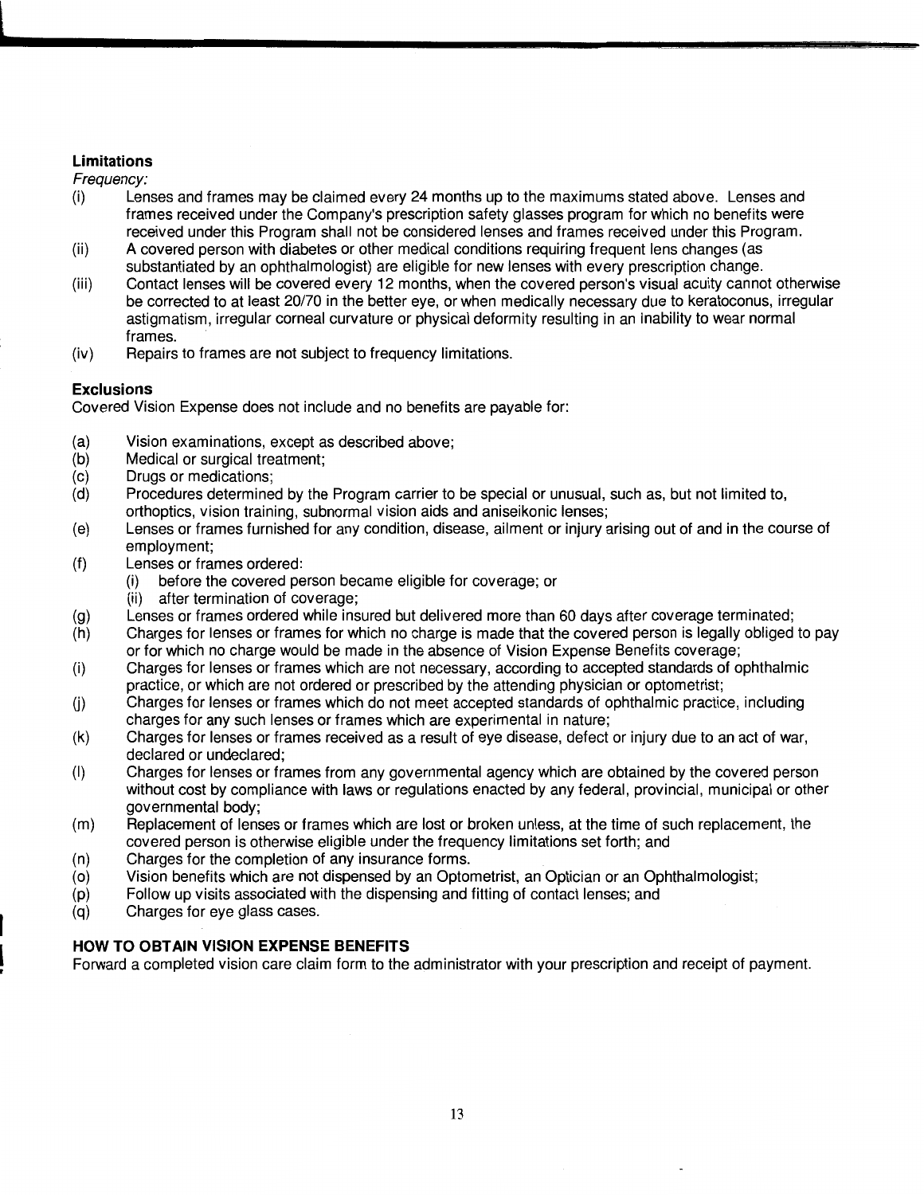### Limitations

*Frequency:*

(i) Lenses and frames may be claimed every 24 months up to the maximums stated above. Lenses and frames received under the Company's prescription safety glasses program for which no benefits were received under this Program shall not be considered lenses and frames received under this Program.

(ii) A covered person with diabetes or other medical conditions requiring frequent lens changes (as substantiated by an ophthalmologist) are eligible for new lenses with every prescription change.

(iii) Contact lenses will be covered every 12 months, when the covered person's visual acuity cannot otherwise be corrected to at least 20/70 in the better eye, or when medically necessary due to keratoconus, irregular astigmatism, irregular corneal curvature or physical deformity resulting in an inability to wear normal frames.

(iv) Repairs to frames are not subject to frequency limitations.

### Exclusions

Covered Vision Expense does not include and no benefits are payable for:

(a) Vision examinations, except as described above;

(b) Medical or surgical treatment;

(c) Drugs or medications;

(d) Procedures determined by the Program carrier to be special or unusual, such as, but not limited to, orthoptics, vision training, subnormal vision aids and aniseikonic lenses;

(e) Lenses or frames furnished for any condition, disease, ailment or injury arising out of and in the course of employment;

(f) Lenses or frames ordered:
  (i) before the covered person became eligible for coverage; or
  (ii) after termination of coverage;

(g) Lenses or frames ordered while insured but delivered more than 60 days after coverage terminated;

(h) Charges for lenses or frames for which no charge is made that the covered person is legally obliged to pay or for which no charge would be made in the absence of Vision Expense Benefits coverage;

(i) Charges for lenses or frames which are not necessary, according to accepted standards of ophthalmic practice, or which are not ordered or prescribed by the attending physician or optometrist;

(j) Charges for lenses or frames which do not meet accepted standards of ophthalmic practice, including charges for any such lenses or frames which are experimental in nature;

(k) Charges for lenses or frames received as a result of eye disease, defect or injury due to an act of war, declared or undeclared;

(l) Charges for lenses or frames from any governmental agency which are obtained by the covered person without cost by compliance with laws or regulations enacted by any federal, provincial, municipal or other governmental body;

(m) Replacement of lenses or frames which are lost or broken unless, at the time of such replacement, the covered person is otherwise eligible under the frequency limitations set forth; and

(n) Charges for the completion of any insurance forms.

(o) Vision benefits which are not dispensed by an Optometrist, an Optician or an Ophthalmologist;

(p) Follow up visits associated with the dispensing and fitting of contact lenses; and

(q) Charges for eye glass cases.

### HOW TO OBTAIN VISION EXPENSE BENEFITS

Forward a completed vision care claim form to the administrator with your prescription and receipt of payment.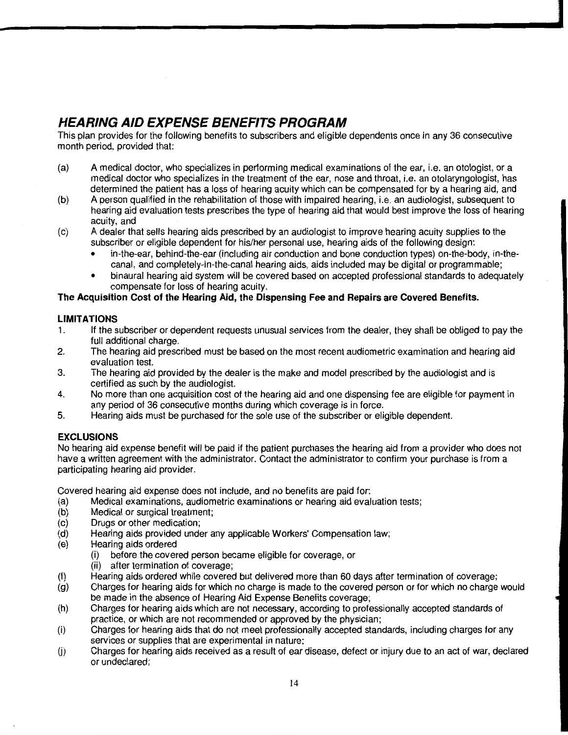## *HEARING AID EXPENSE BENEFITS PROGRAM*

This plan provides for the following benefits to subscribers and eligible dependents once in any 36 consecutive month period, provided that:

(a) A medical doctor, who specializes in performing medical examinations of the ear, i.e. an otologist, or a medical doctor who specializes in the treatment of the ear, nose and throat, i.e. an otolaryngologist, has determined the patient has a loss of hearing acuity which can be compensated for by a hearing aid, and

(b) A person qualified in the rehabilitation of those with impaired hearing, i.e. an audiologist, subsequent to hearing aid evaluation tests prescribes the type of hearing aid that would best improve the loss of hearing acuity, and

(c) A dealer that sells hearing aids prescribed by an audiologist to improve hearing acuity supplies to the subscriber or eligible dependent for his/her personal use, hearing aids of the following design:
- in-the-ear, behind-the-ear (including air conduction and bone conduction types) on-the-body, in-the-canal, and completely-in-the-canal hearing aids, aids included may be digital or programmable;
- binaural hearing aid system will be covered based on accepted professional standards to adequately compensate for loss of hearing acuity.

**The Acquisition Cost of the Hearing Aid, the Dispensing Fee and Repairs are Covered Benefits.**

### LIMITATIONS

1. If the subscriber or dependent requests unusual services from the dealer, they shall be obliged to pay the full additional charge.
2. The hearing aid prescribed must be based on the most recent audiometric examination and hearing aid evaluation test.
3. The hearing aid provided by the dealer is the make and model prescribed by the audiologist and is certified as such by the audiologist.
4. No more than one acquisition cost of the hearing aid and one dispensing fee are eligible for payment in any period of 36 consecutive months during which coverage is in force.
5. Hearing aids must be purchased for the sole use of the subscriber or eligible dependent.

### EXCLUSIONS

No hearing aid expense benefit will be paid if the patient purchases the hearing aid from a provider who does not have a written agreement with the administrator. Contact the administrator to confirm your purchase is from a participating hearing aid provider.

Covered hearing aid expense does not include, and no benefits are paid for:

(a) Medical examinations, audiometric examinations or hearing aid evaluation tests;

(b) Medical or surgical treatment;

(c) Drugs or other medication;

(d) Hearing aids provided under any applicable Workers' Compensation law;

(e) Hearing aids ordered
  (i) before the covered person became eligible for coverage, or
  (ii) after termination of coverage;

(f) Hearing aids ordered while covered but delivered more than 60 days after termination of coverage;

(g) Charges for hearing aids for which no charge is made to the covered person or for which no charge would be made in the absence of Hearing Aid Expense Benefits coverage;

(h) Charges for hearing aids which are not necessary, according to professionally accepted standards of practice, or which are not recommended or approved by the physician;

(i) Charges for hearing aids that do not meet professionally accepted standards, including charges for any services or supplies that are experimental in nature;

(j) Charges for hearing aids received as a result of ear disease, defect or injury due to an act of war, declared or undeclared;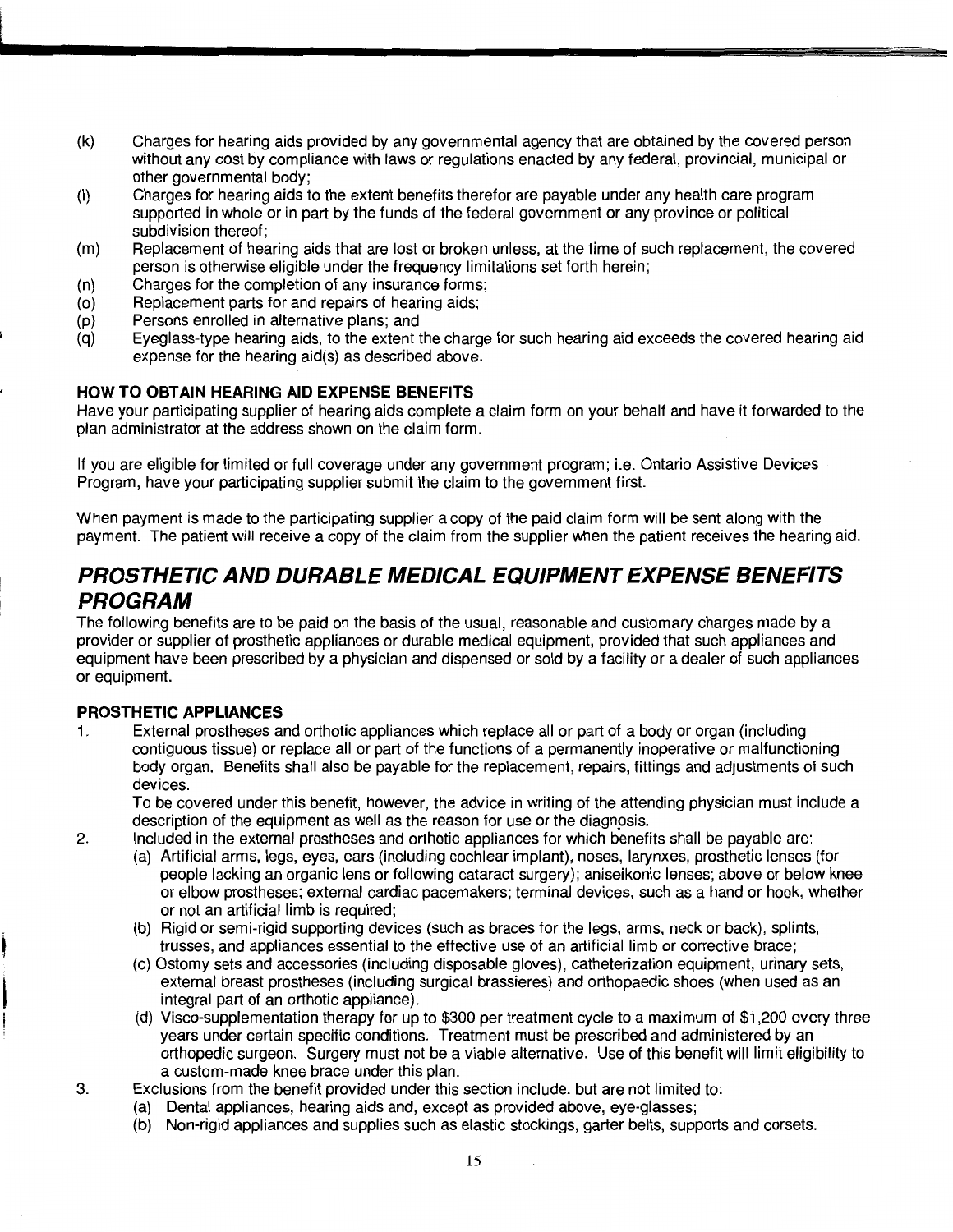(k) Charges for hearing aids provided by any governmental agency that are obtained by the covered person without any cost by compliance with laws or regulations enacted by any federal, provincial, municipal or other governmental body;

(l) Charges for hearing aids to the extent benefits therefor are payable under any health care program supported in whole or in part by the funds of the federal government or any province or political subdivision thereof;

(m) Replacement of hearing aids that are lost or broken unless, at the time of such replacement, the covered person is otherwise eligible under the frequency limitations set forth herein;

(n) Charges for the completion of any insurance forms;

(o) Replacement parts for and repairs of hearing aids;

(p) Persons enrolled in alternative plans; and

(q) Eyeglass-type hearing aids, to the extent the charge for such hearing aid exceeds the covered hearing aid expense for the hearing aid(s) as described above.

**HOW TO OBTAIN HEARING AID EXPENSE BENEFITS**

Have your participating supplier of hearing aids complete a claim form on your behalf and have it forwarded to the plan administrator at the address shown on the claim form.

If you are eligible for limited or full coverage under any government program; i.e. Ontario Assistive Devices Program, have your participating supplier submit the claim to the government first.

When payment is made to the participating supplier a copy of the paid claim form will be sent along with the payment. The patient will receive a copy of the claim from the supplier when the patient receives the hearing aid.

## *PROSTHETIC AND DURABLE MEDICAL EQUIPMENT EXPENSE BENEFITS PROGRAM*

The following benefits are to be paid on the basis of the usual, reasonable and customary charges made by a provider or supplier of prosthetic appliances or durable medical equipment, provided that such appliances and equipment have been prescribed by a physician and dispensed or sold by a facility or a dealer of such appliances or equipment.

**PROSTHETIC APPLIANCES**

1. External prostheses and orthotic appliances which replace all or part of a body or organ (including contiguous tissue) or replace all or part of the functions of a permanently inoperative or malfunctioning body organ. Benefits shall also be payable for the replacement, repairs, fittings and adjustments of such devices.
   To be covered under this benefit, however, the advice in writing of the attending physician must include a description of the equipment as well as the reason for use or the diagnosis.
2. Included in the external prostheses and orthotic appliances for which benefits shall be payable are:
   (a) Artificial arms, legs, eyes, ears (including cochlear implant), noses, larynxes, prosthetic lenses (for people lacking an organic lens or following cataract surgery); aniseikonic lenses; above or below knee or elbow prostheses; external cardiac pacemakers; terminal devices, such as a hand or hook, whether or not an artificial limb is required;
   (b) Rigid or semi-rigid supporting devices (such as braces for the legs, arms, neck or back), splints, trusses, and appliances essential to the effective use of an artificial limb or corrective brace;
   (c) Ostomy sets and accessories (including disposable gloves), catheterization equipment, urinary sets, external breast prostheses (including surgical brassieres) and orthopaedic shoes (when used as an integral part of an orthotic appliance).
   (d) Visco-supplementation therapy for up to $300 per treatment cycle to a maximum of $1,200 every three years under certain specific conditions. Treatment must be prescribed and administered by an orthopedic surgeon. Surgery must not be a viable alternative. Use of this benefit will limit eligibility to a custom-made knee brace under this plan.
3. Exclusions from the benefit provided under this section include, but are not limited to:
   (a) Dental appliances, hearing aids and, except as provided above, eye-glasses;
   (b) Non-rigid appliances and supplies such as elastic stockings, garter belts, supports and corsets.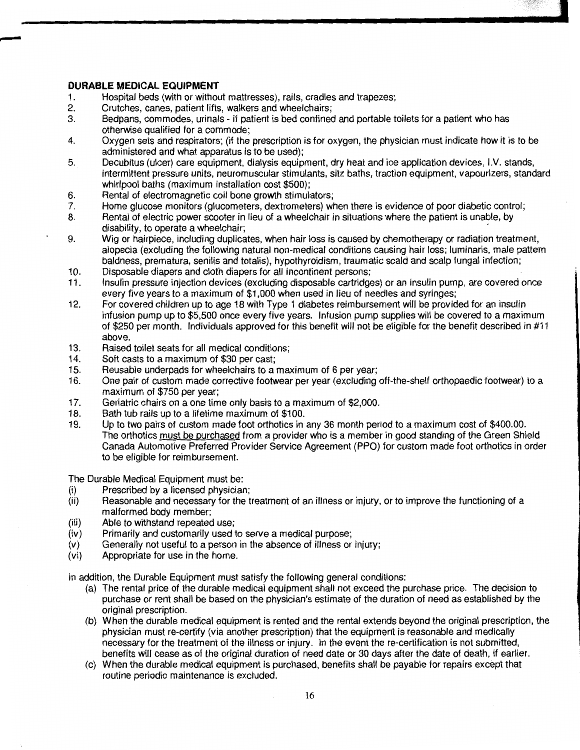## DURABLE MEDICAL EQUIPMENT

1. Hospital beds (with or without mattresses), rails, cradles and trapezes;
2. Crutches, canes, patient lifts, walkers and wheelchairs;
3. Bedpans, commodes, urinals - if patient is bed confined and portable toilets for a patient who has otherwise qualified for a commode;
4. Oxygen sets and respirators; (if the prescription is for oxygen, the physician must indicate how it is to be administered and what apparatus is to be used);
5. Decubitus (ulcer) care equipment, dialysis equipment, dry heat and ice application devices, I.V. stands, intermittent pressure units, neuromuscular stimulants, sitz baths, traction equipment, vapourizers, standard whirlpool baths (maximum installation cost $500);
6. Rental of electromagnetic coil bone growth stimulators;
7. Home glucose monitors (glucometers, dextrometers) when there is evidence of poor diabetic control;
8. Rental of electric power scooter in lieu of a wheelchair in situations where the patient is unable, by disability, to operate a wheelchair;
9. Wig or hairpiece, including duplicates, when hair loss is caused by chemotherapy or radiation treatment, alopecia (excluding the following natural non-medical conditions causing hair loss; luminaris, male pattern baldness, prematura, senilis and totalis), hypothyroidism, traumatic scald and scalp fungal infection;
10. Disposable diapers and cloth diapers for all incontinent persons;
11. Insulin pressure injection devices (excluding disposable cartridges) or an insulin pump, are covered once every five years to a maximum of $1,000 when used in lieu of needles and syringes;
12. For covered children up to age 18 with Type 1 diabetes reimbursement will be provided for an insulin infusion pump up to $5,500 once every five years. Infusion pump supplies will be covered to a maximum of $250 per month. Individuals approved for this benefit will not be eligible for the benefit described in #11 above.
13. Raised toilet seats for all medical conditions;
14. Soft casts to a maximum of $30 per cast;
15. Reusable underpads for wheelchairs to a maximum of 6 per year;
16. One pair of custom made corrective footwear per year (excluding off-the-shelf orthopaedic footwear) to a maximum of $750 per year;
17. Geriatric chairs on a one time only basis to a maximum of $2,000.
18. Bath tub rails up to a lifetime maximum of $100.
19. Up to two pairs of custom made foot orthotics in any 36 month period to a maximum cost of $400.00. The orthotics <u>must be purchased</u> from a provider who is a member in good standing of the Green Shield Canada Automotive Preferred Provider Service Agreement (PPO) for custom made foot orthotics in order to be eligible for reimbursement.

The Durable Medical Equipment must be:

(i) Prescribed by a licensed physician;
(ii) Reasonable and necessary for the treatment of an illness or injury, or to improve the functioning of a malformed body member;
(iii) Able to withstand repeated use;
(iv) Primarily and customarily used to serve a medical purpose;
(v) Generally not useful to a person in the absence of illness or injury;
(vi) Appropriate for use in the home.

In addition, the Durable Equipment must satisfy the following general conditions:

(a) The rental price of the durable medical equipment shall not exceed the purchase price. The decision to purchase or rent shall be based on the physician's estimate of the duration of need as established by the original prescription.
(b) When the durable medical equipment is rented and the rental extends beyond the original prescription, the physician must re-certify (via another prescription) that the equipment is reasonable and medically necessary for the treatment of the illness or injury. In the event the re-certification is not submitted, benefits will cease as of the original duration of need date or 30 days after the date of death, if earlier.
(c) When the durable medical equipment is purchased, benefits shall be payable for repairs except that routine periodic maintenance is excluded.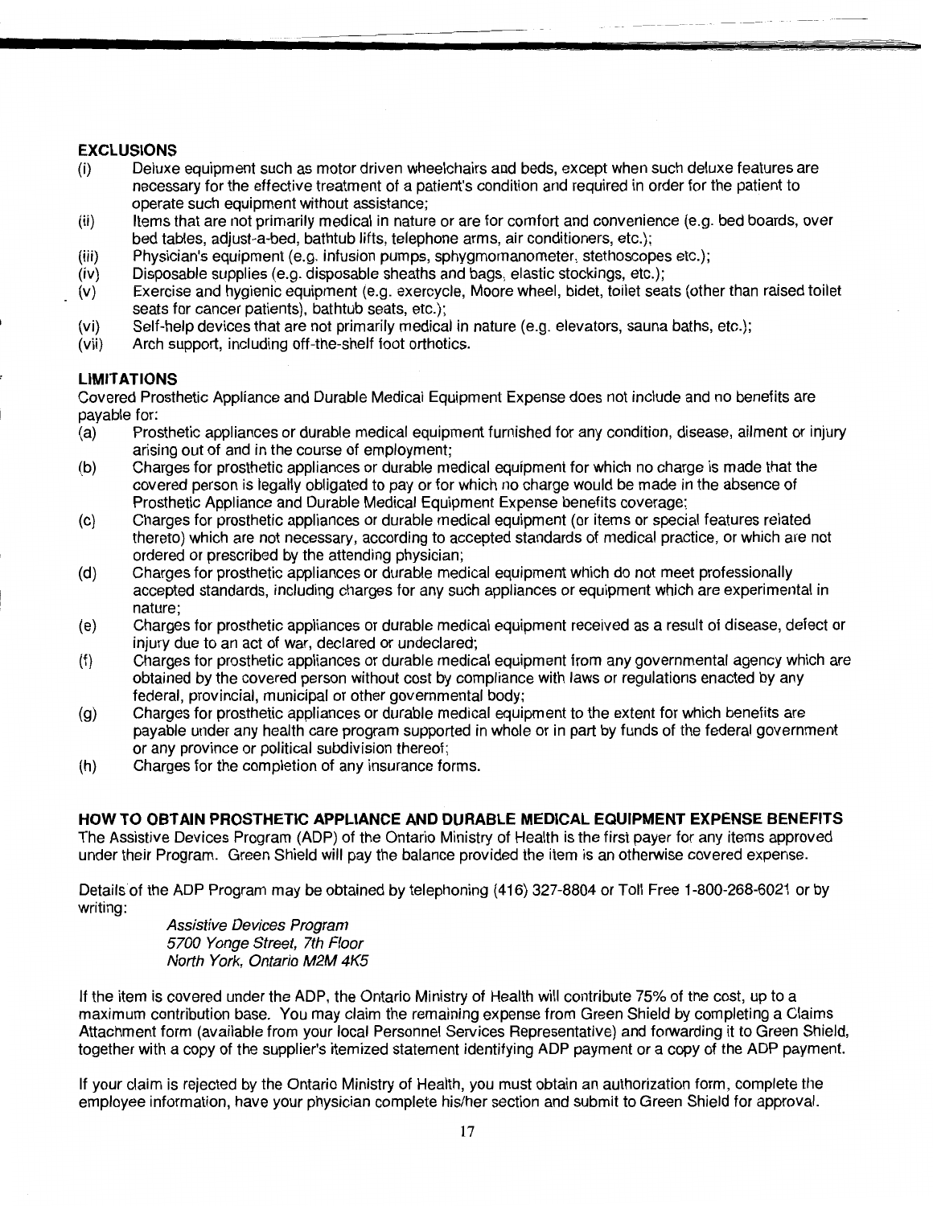**EXCLUSIONS**

(i) Deluxe equipment such as motor driven wheelchairs and beds, except when such deluxe features are necessary for the effective treatment of a patient's condition and required in order for the patient to operate such equipment without assistance;

(ii) Items that are not primarily medical in nature or are for comfort and convenience (e.g. bed boards, over bed tables, adjust-a-bed, bathtub lifts, telephone arms, air conditioners, etc.);

(iii) Physician's equipment (e.g. infusion pumps, sphygmomanometer, stethoscopes etc.);

(iv) Disposable supplies (e.g. disposable sheaths and bags, elastic stockings, etc.);

(v) Exercise and hygienic equipment (e.g. exercycle, Moore wheel, bidet, toilet seats (other than raised toilet seats for cancer patients), bathtub seats, etc.);

(vi) Self-help devices that are not primarily medical in nature (e.g. elevators, sauna baths, etc.);

(vii) Arch support, including off-the-shelf foot orthotics.

**LIMITATIONS**

Covered Prosthetic Appliance and Durable Medical Equipment Expense does not include and no benefits are payable for:

(a) Prosthetic appliances or durable medical equipment furnished for any condition, disease, ailment or injury arising out of and in the course of employment;

(b) Charges for prosthetic appliances or durable medical equipment for which no charge is made that the covered person is legally obligated to pay or for which no charge would be made in the absence of Prosthetic Appliance and Durable Medical Equipment Expense benefits coverage;

(c) Charges for prosthetic appliances or durable medical equipment (or items or special features related thereto) which are not necessary, according to accepted standards of medical practice, or which are not ordered or prescribed by the attending physician;

(d) Charges for prosthetic appliances or durable medical equipment which do not meet professionally accepted standards, including charges for any such appliances or equipment which are experimental in nature;

(e) Charges for prosthetic appliances or durable medical equipment received as a result of disease, defect or injury due to an act of war, declared or undeclared;

(f) Charges for prosthetic appliances or durable medical equipment from any governmental agency which are obtained by the covered person without cost by compliance with laws or regulations enacted by any federal, provincial, municipal or other governmental body;

(g) Charges for prosthetic appliances or durable medical equipment to the extent for which benefits are payable under any health care program supported in whole or in part by funds of the federal government or any province or political subdivision thereof;

(h) Charges for the completion of any insurance forms.

**HOW TO OBTAIN PROSTHETIC APPLIANCE AND DURABLE MEDICAL EQUIPMENT EXPENSE BENEFITS**

The Assistive Devices Program (ADP) of the Ontario Ministry of Health is the first payer for any items approved under their Program. Green Shield will pay the balance provided the item is an otherwise covered expense.

Details of the ADP Program may be obtained by telephoning (416) 327-8804 or Toll Free 1-800-268-6021 or by writing:

*Assistive Devices Program*
*5700 Yonge Street, 7th Floor*
*North York, Ontario M2M 4K5*

If the item is covered under the ADP, the Ontario Ministry of Health will contribute 75% of the cost, up to a maximum contribution base. You may claim the remaining expense from Green Shield by completing a Claims Attachment form (available from your local Personnel Services Representative) and forwarding it to Green Shield, together with a copy of the supplier's itemized statement identifying ADP payment or a copy of the ADP payment.

If your claim is rejected by the Ontario Ministry of Health, you must obtain an authorization form, complete the employee information, have your physician complete his/her section and submit to Green Shield for approval.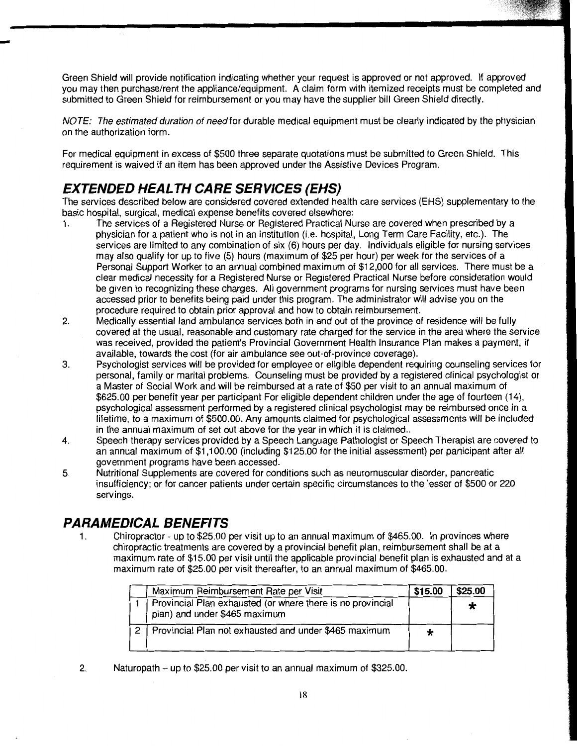Green Shield will provide notification indicating whether your request is approved or not approved. If approved you may then purchase/rent the appliance/equipment. A claim form with itemized receipts must be completed and submitted to Green Shield for reimbursement or you may have the supplier bill Green Shield directly.

*NOTE: The estimated duration of need* for durable medical equipment must be clearly indicated by the physician on the authorization form.

For medical equipment in excess of $500 three separate quotations must be submitted to Green Shield. This requirement is waived if an item has been approved under the Assistive Devices Program.

## *EXTENDED HEALTH CARE SERVICES (EHS)*

The services described below are considered covered extended health care services (EHS) supplementary to the basic hospital, surgical, medical expense benefits covered elsewhere:

1. The services of a Registered Nurse or Registered Practical Nurse are covered when prescribed by a physician for a patient who is not in an institution (i.e. hospital, Long Term Care Facility, etc.). The services are limited to any combination of six (6) hours per day. Individuals eligible for nursing services may also qualify for up to five (5) hours (maximum of $25 per hour) per week for the services of a Personal Support Worker to an annual combined maximum of $12,000 for all services. There must be a clear medical necessity for a Registered Nurse or Registered Practical Nurse before consideration would be given to recognizing these charges. All government programs for nursing services must have been accessed prior to benefits being paid under this program. The administrator will advise you on the procedure required to obtain prior approval and how to obtain reimbursement.
2. Medically essential land ambulance services both in and out of the province of residence will be fully covered at the usual, reasonable and customary rate charged for the service in the area where the service was received, provided the patient's Provincial Government Health Insurance Plan makes a payment, if available, towards the cost (for air ambulance see out-of-province coverage).
3. Psychologist services will be provided for employee or eligible dependent requiring counseling services for personal, family or marital problems. Counseling must be provided by a registered clinical psychologist or a Master of Social Work and will be reimbursed at a rate of $50 per visit to an annual maximum of $625.00 per benefit year per participant For eligible dependent children under the age of fourteen (14), psychological assessment performed by a registered clinical psychologist may be reimbursed once in a lifetime, to a maximum of $500.00. Any amounts claimed for psychological assessments will be included in the annual maximum of set out above for the year in which it is claimed..
4. Speech therapy services provided by a Speech Language Pathologist or Speech Therapist are covered to an annual maximum of $1,100.00 (including $125.00 for the initial assessment) per participant after all government programs have been accessed.
5. Nutritional Supplements are covered for conditions such as neuromuscular disorder, pancreatic insufficiency; or for cancer patients under certain specific circumstances to the lesser of $500 or 220 servings.

## *PARAMEDICAL BENEFITS*

1. Chiropractor - up to $25.00 per visit up to an annual maximum of $465.00. In provinces where chiropractic treatments are covered by a provincial benefit plan, reimbursement shall be at a maximum rate of $15.00 per visit until the applicable provincial benefit plan is exhausted and at a maximum rate of $25.00 per visit thereafter, to an annual maximum of $465.00.

| | Maximum Reimbursement Rate per Visit | $15.00 | $25.00 |
|---|---|---|---|
| 1 | Provincial Plan exhausted (or where there is no provincial plan) and under $465 maximum | | * |
| 2 | Provincial Plan not exhausted and under $465 maximum | * | |

2. Naturopath – up to $25.00 per visit to an annual maximum of $325.00.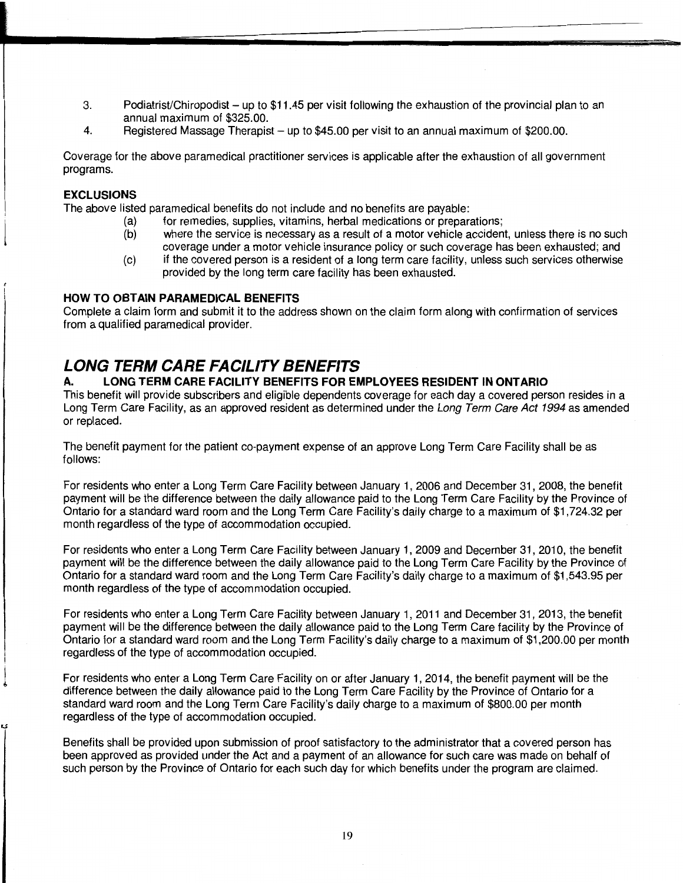3. Podiatrist/Chiropodist – up to $11.45 per visit following the exhaustion of the provincial plan to an annual maximum of $325.00.
4. Registered Massage Therapist – up to $45.00 per visit to an annual maximum of $200.00.

Coverage for the above paramedical practitioner services is applicable after the exhaustion of all government programs.

**EXCLUSIONS**

The above listed paramedical benefits do not include and no benefits are payable:

(a) for remedies, supplies, vitamins, herbal medications or preparations;

(b) where the service is necessary as a result of a motor vehicle accident, unless there is no such coverage under a motor vehicle insurance policy or such coverage has been exhausted; and

(c) if the covered person is a resident of a long term care facility, unless such services otherwise provided by the long term care facility has been exhausted.

**HOW TO OBTAIN PARAMEDICAL BENEFITS**

Complete a claim form and submit it to the address shown on the claim form along with confirmation of services from a qualified paramedical provider.

## *LONG TERM CARE FACILITY BENEFITS*

### A. LONG TERM CARE FACILITY BENEFITS FOR EMPLOYEES RESIDENT IN ONTARIO

This benefit will provide subscribers and eligible dependents coverage for each day a covered person resides in a Long Term Care Facility, as an approved resident as determined under the *Long Term Care Act 1994* as amended or replaced.

The benefit payment for the patient co-payment expense of an approve Long Term Care Facility shall be as follows:

For residents who enter a Long Term Care Facility between January 1, 2006 and December 31, 2008, the benefit payment will be the difference between the daily allowance paid to the Long Term Care Facility by the Province of Ontario for a standard ward room and the Long Term Care Facility's daily charge to a maximum of $1,724.32 per month regardless of the type of accommodation occupied.

For residents who enter a Long Term Care Facility between January 1, 2009 and December 31, 2010, the benefit payment will be the difference between the daily allowance paid to the Long Term Care Facility by the Province of Ontario for a standard ward room and the Long Term Care Facility's daily charge to a maximum of $1,543.95 per month regardless of the type of accommodation occupied.

For residents who enter a Long Term Care Facility between January 1, 2011 and December 31, 2013, the benefit payment will be the difference between the daily allowance paid to the Long Term Care facility by the Province of Ontario for a standard ward room and the Long Term Facility's daily charge to a maximum of $1,200.00 per month regardless of the type of accommodation occupied.

For residents who enter a Long Term Care Facility on or after January 1, 2014, the benefit payment will be the difference between the daily allowance paid to the Long Term Care Facility by the Province of Ontario for a standard ward room and the Long Term Care Facility's daily charge to a maximum of $800.00 per month regardless of the type of accommodation occupied.

Benefits shall be provided upon submission of proof satisfactory to the administrator that a covered person has been approved as provided under the Act and a payment of an allowance for such care was made on behalf of such person by the Province of Ontario for each such day for which benefits under the program are claimed.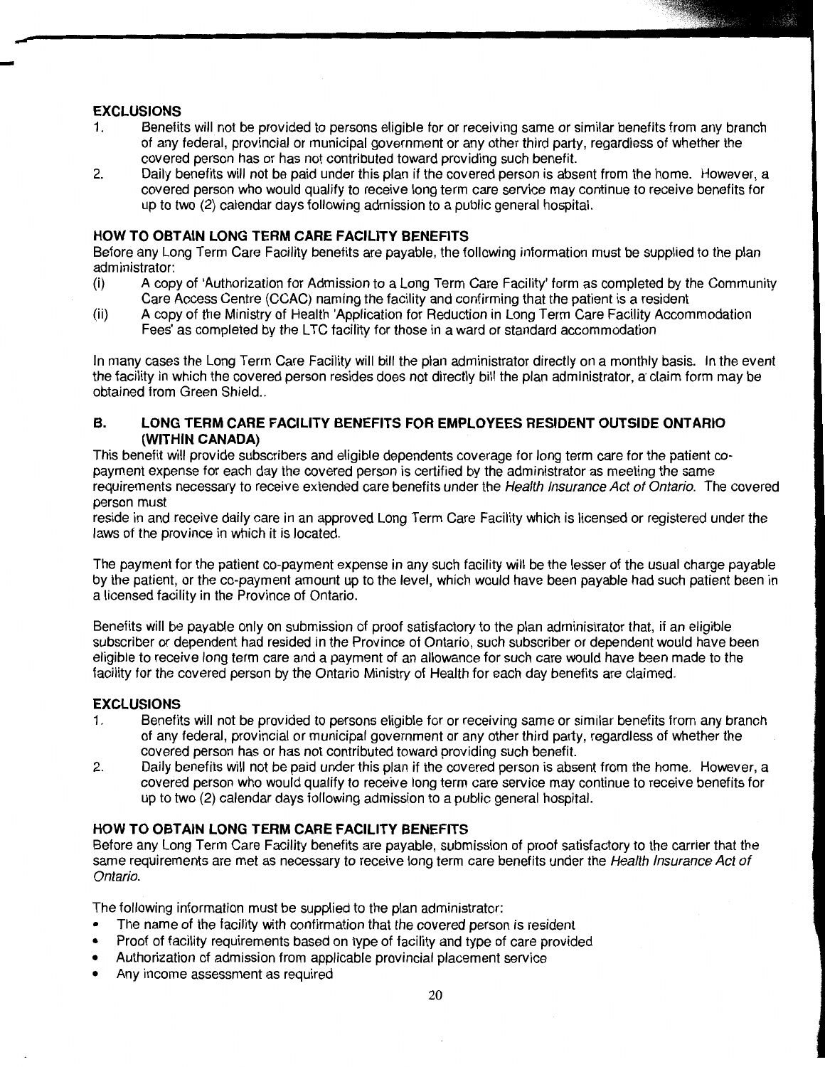### EXCLUSIONS

1. Benefits will not be provided to persons eligible for or receiving same or similar benefits from any branch of any federal, provincial or municipal government or any other third party, regardless of whether the covered person has or has not contributed toward providing such benefit.
2. Daily benefits will not be paid under this plan if the covered person is absent from the home. However, a covered person who would qualify to receive long term care service may continue to receive benefits for up to two (2) calendar days following admission to a public general hospital.

### HOW TO OBTAIN LONG TERM CARE FACILITY BENEFITS

Before any Long Term Care Facility benefits are payable, the following information must be supplied to the plan administrator:

(i) A copy of 'Authorization for Admission to a Long Term Care Facility' form as completed by the Community Care Access Centre (CCAC) naming the facility and confirming that the patient is a resident

(ii) A copy of the Ministry of Health 'Application for Reduction in Long Term Care Facility Accommodation Fees' as completed by the LTC facility for those in a ward or standard accommodation

In many cases the Long Term Care Facility will bill the plan administrator directly on a monthly basis. In the event the facility in which the covered person resides does not directly bill the plan administrator, a claim form may be obtained from Green Shield..

## B. LONG TERM CARE FACILITY BENEFITS FOR EMPLOYEES RESIDENT OUTSIDE ONTARIO (WITHIN CANADA)

This benefit will provide subscribers and eligible dependents coverage for long term care for the patient co-payment expense for each day the covered person is certified by the administrator as meeting the same requirements necessary to receive extended care benefits under the *Health Insurance Act of Ontario*. The covered person must
reside in and receive daily care in an approved Long Term Care Facility which is licensed or registered under the laws of the province in which it is located.

The payment for the patient co-payment expense in any such facility will be the lesser of the usual charge payable by the patient, or the co-payment amount up to the level, which would have been payable had such patient been in a licensed facility in the Province of Ontario.

Benefits will be payable only on submission of proof satisfactory to the plan administrator that, if an eligible subscriber or dependent had resided in the Province of Ontario, such subscriber or dependent would have been eligible to receive long term care and a payment of an allowance for such care would have been made to the facility for the covered person by the Ontario Ministry of Health for each day benefits are claimed.

### EXCLUSIONS

1. Benefits will not be provided to persons eligible for or receiving same or similar benefits from any branch of any federal, provincial or municipal government or any other third party, regardless of whether the covered person has or has not contributed toward providing such benefit.
2. Daily benefits will not be paid under this plan if the covered person is absent from the home. However, a covered person who would qualify to receive long term care service may continue to receive benefits for up to two (2) calendar days following admission to a public general hospital.

### HOW TO OBTAIN LONG TERM CARE FACILITY BENEFITS

Before any Long Term Care Facility benefits are payable, submission of proof satisfactory to the carrier that the same requirements are met as necessary to receive long term care benefits under the *Health Insurance Act of Ontario*.

The following information must be supplied to the plan administrator:

- The name of the facility with confirmation that the covered person is resident
- Proof of facility requirements based on type of facility and type of care provided
- Authorization of admission from applicable provincial placement service
- Any income assessment as required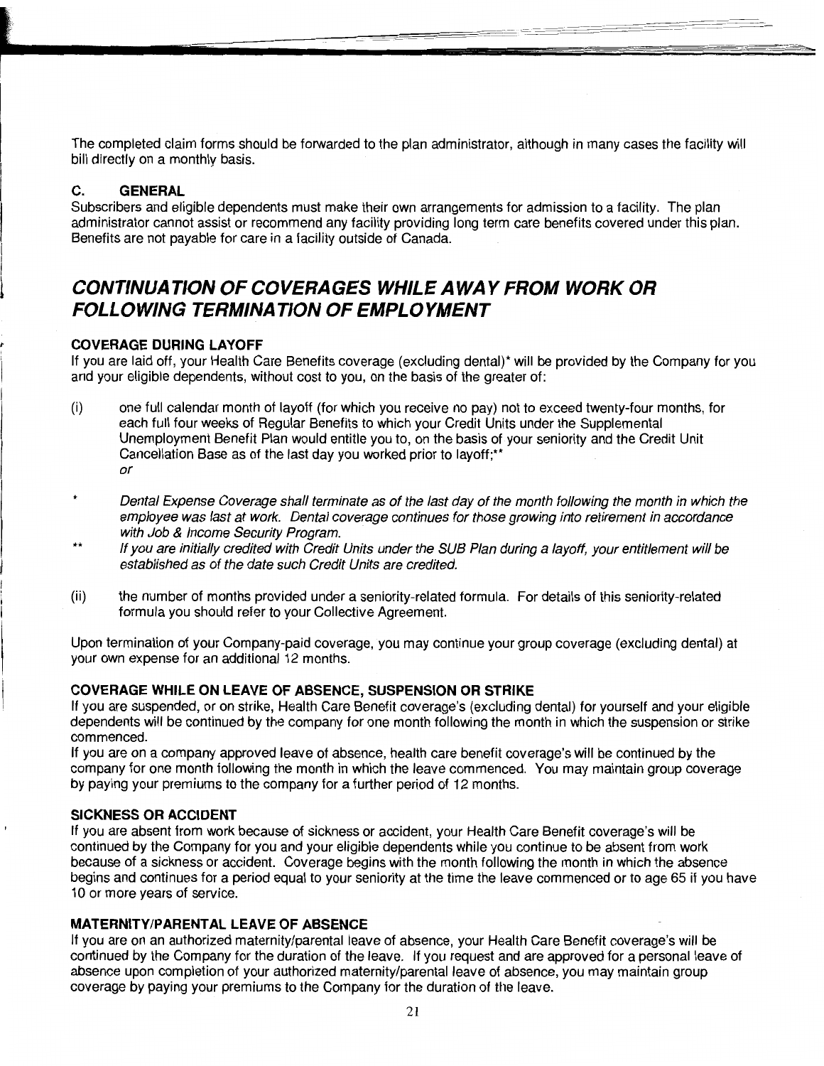The completed claim forms should be forwarded to the plan administrator, although in many cases the facility will bill directly on a monthly basis.

### C. GENERAL

Subscribers and eligible dependents must make their own arrangements for admission to a facility. The plan administrator cannot assist or recommend any facility providing long term care benefits covered under this plan. Benefits are not payable for care in a facility outside of Canada.

## *CONTINUATION OF COVERAGES WHILE AWAY FROM WORK OR FOLLOWING TERMINATION OF EMPLOYMENT*

### COVERAGE DURING LAYOFF

If you are laid off, your Health Care Benefits coverage (excluding dental)* will be provided by the Company for you and your eligible dependents, without cost to you, on the basis of the greater of:

(i) one full calendar month of layoff (for which you receive no pay) not to exceed twenty-four months, for each full four weeks of Regular Benefits to which your Credit Units under the Supplemental Unemployment Benefit Plan would entitle you to, on the basis of your seniority and the Credit Unit Cancellation Base as of the last day you worked prior to layoff;**
*or*

\* *Dental Expense Coverage shall terminate as of the last day of the month following the month in which the employee was last at work. Dental coverage continues for those growing into retirement in accordance with Job & Income Security Program.*

\*\* *If you are initially credited with Credit Units under the SUB Plan during a layoff, your entitlement will be established as of the date such Credit Units are credited.*

(ii) the number of months provided under a seniority-related formula. For details of this seniority-related formula you should refer to your Collective Agreement.

Upon termination of your Company-paid coverage, you may continue your group coverage (excluding dental) at your own expense for an additional 12 months.

### COVERAGE WHILE ON LEAVE OF ABSENCE, SUSPENSION OR STRIKE

If you are suspended, or on strike, Health Care Benefit coverage's (excluding dental) for yourself and your eligible dependents will be continued by the company for one month following the month in which the suspension or strike commenced.

If you are on a company approved leave of absence, health care benefit coverage's will be continued by the company for one month following the month in which the leave commenced. You may maintain group coverage by paying your premiums to the company for a further period of 12 months.

### SICKNESS OR ACCIDENT

If you are absent from work because of sickness or accident, your Health Care Benefit coverage's will be continued by the Company for you and your eligible dependents while you continue to be absent from work because of a sickness or accident. Coverage begins with the month following the month in which the absence begins and continues for a period equal to your seniority at the time the leave commenced or to age 65 if you have 10 or more years of service.

### MATERNITY/PARENTAL LEAVE OF ABSENCE

If you are on an authorized maternity/parental leave of absence, your Health Care Benefit coverage's will be continued by the Company for the duration of the leave. If you request and are approved for a personal leave of absence upon completion of your authorized maternity/parental leave of absence, you may maintain group coverage by paying your premiums to the Company for the duration of the leave.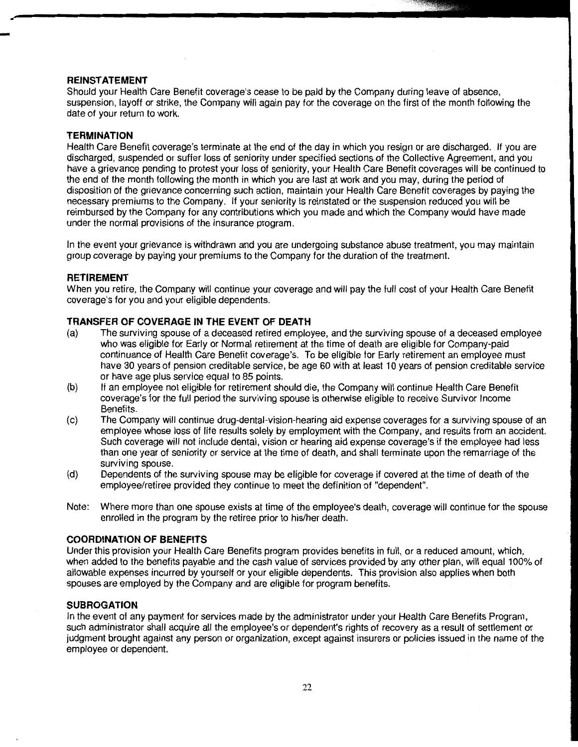## REINSTATEMENT

Should your Health Care Benefit coverage's cease to be paid by the Company during leave of absence, suspension, layoff or strike, the Company will again pay for the coverage on the first of the month following the date of your return to work.

## TERMINATION

Health Care Benefit coverage's terminate at the end of the day in which you resign or are discharged. If you are discharged, suspended or suffer loss of seniority under specified sections of the Collective Agreement, and you have a grievance pending to protest your loss of seniority, your Health Care Benefit coverages will be continued to the end of the month following the month in which you are last at work and you may, during the period of disposition of the grievance concerning such action, maintain your Health Care Benefit coverages by paying the necessary premiums to the Company. If your seniority is reinstated or the suspension reduced you will be reimbursed by the Company for any contributions which you made and which the Company would have made under the normal provisions of the insurance program.

In the event your grievance is withdrawn and you are undergoing substance abuse treatment, you may maintain group coverage by paying your premiums to the Company for the duration of the treatment.

## RETIREMENT

When you retire, the Company will continue your coverage and will pay the full cost of your Health Care Benefit coverage's for you and your eligible dependents.

## TRANSFER OF COVERAGE IN THE EVENT OF DEATH

(a) The surviving spouse of a deceased retired employee, and the surviving spouse of a deceased employee who was eligible for Early or Normal retirement at the time of death are eligible for Company-paid continuance of Health Care Benefit coverage's. To be eligible for Early retirement an employee must have 30 years of pension creditable service, be age 60 with at least 10 years of pension creditable service or have age plus service equal to 85 points.

(b) If an employee not eligible for retirement should die, the Company will continue Health Care Benefit coverage's for the full period the surviving spouse is otherwise eligible to receive Survivor Income Benefits.

(c) The Company will continue drug-dental-vision-hearing aid expense coverages for a surviving spouse of an employee whose loss of life results solely by employment with the Company, and results from an accident. Such coverage will not include dental, vision or hearing aid expense coverage's if the employee had less than one year of seniority or service at the time of death, and shall terminate upon the remarriage of the surviving spouse.

(d) Dependents of the surviving spouse may be eligible for coverage if covered at the time of death of the employee/retiree provided they continue to meet the definition of "dependent".

Note: Where more than one spouse exists at time of the employee's death, coverage will continue for the spouse enrolled in the program by the retiree prior to his/her death.

## COORDINATION OF BENEFITS

Under this provision your Health Care Benefits program provides benefits in full, or a reduced amount, which, when added to the benefits payable and the cash value of services provided by any other plan, will equal 100% of allowable expenses incurred by yourself or your eligible dependents. This provision also applies when both spouses are employed by the Company and are eligible for program benefits.

## SUBROGATION

In the event of any payment for services made by the administrator under your Health Care Benefits Program, such administrator shall acquire all the employee's or dependent's rights of recovery as a result of settlement or judgment brought against any person or organization, except against insurers or policies issued in the name of the employee or dependent.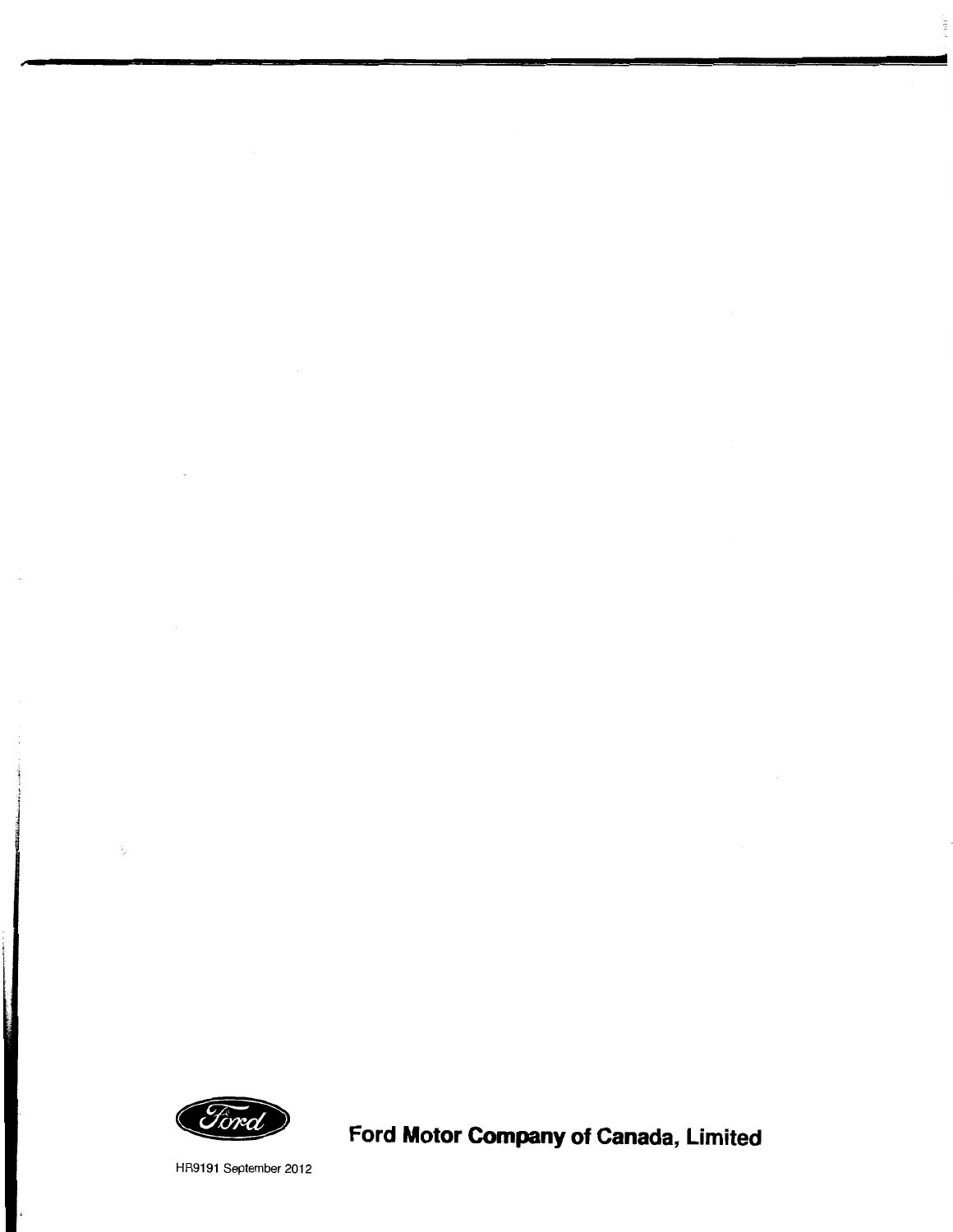**Ford Motor Company of Canada, Limited**

HR9191 September 2012